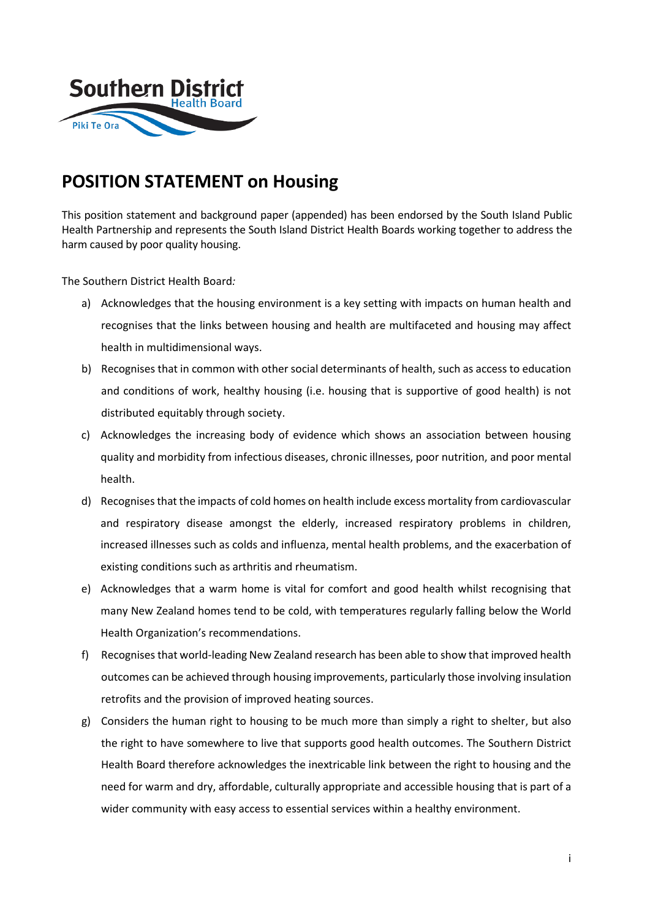# POSITION STATEMENT on Housing

This position statement and background paper (appended) has been endorsed by the South Island Public Health Partnership and represents the South Island District Health Boards working together to address the harm caused by poor quality housing.

The Southern District Health Board*:*

a) Acknowledges that the housing environment is a key setting with impacts on human health and recognises that the links between housing and health are multifaceted and housing may affect health in multidimensional ways.

b) Recognises that in common with other social determinants of health, such as access to education and conditions of work, healthy housing (i.e. housing that is supportive of good health) is not distributed equitably through society.

c) Acknowledges the increasing body of evidence which shows an association between housing quality and morbidity from infectious diseases, chronic illnesses, poor nutrition, and poor mental health.

d) Recognises that the impacts of cold homes on health include excess mortality from cardiovascular and respiratory disease amongst the elderly, increased respiratory problems in children, increased illnesses such as colds and influenza, mental health problems, and the exacerbation of existing conditions such as arthritis and rheumatism.

e) Acknowledges that a warm home is vital for comfort and good health whilst recognising that many New Zealand homes tend to be cold, with temperatures regularly falling below the World Health Organization's recommendations.

f) Recognises that world-leading New Zealand research has been able to show that improved health outcomes can be achieved through housing improvements, particularly those involving insulation retrofits and the provision of improved heating sources.

g) Considers the human right to housing to be much more than simply a right to shelter, but also the right to have somewhere to live that supports good health outcomes. The Southern District Health Board therefore acknowledges the inextricable link between the right to housing and the need for warm and dry, affordable, culturally appropriate and accessible housing that is part of a wider community with easy access to essential services within a healthy environment.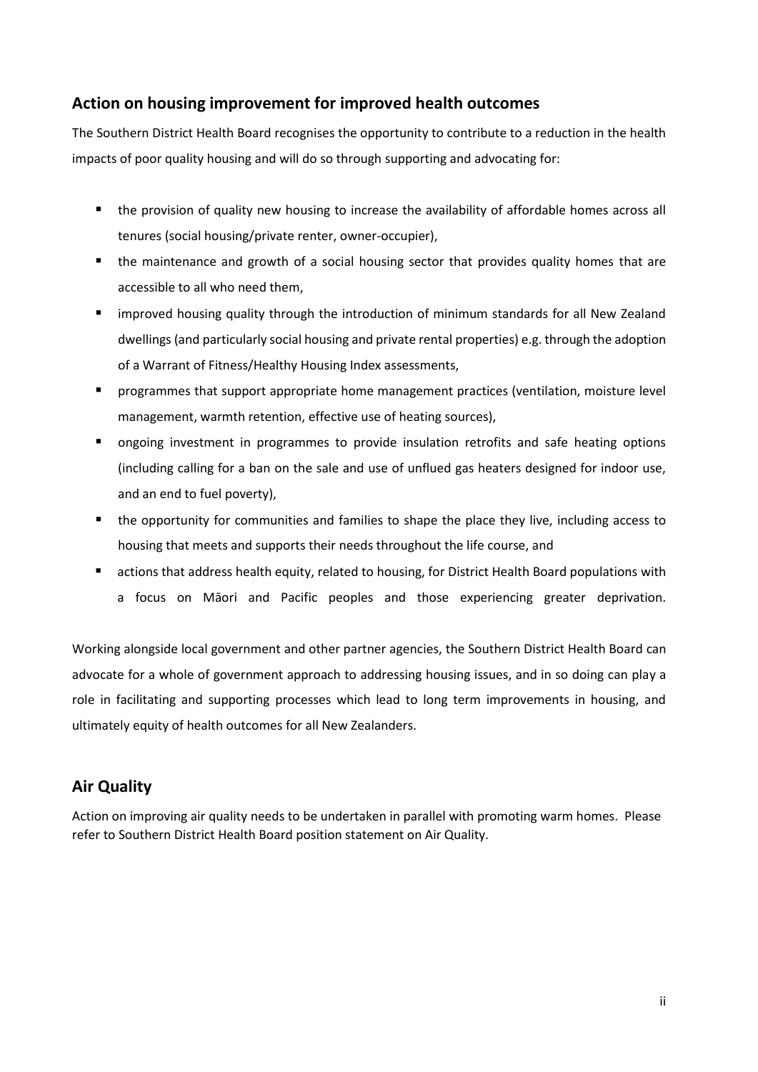## Action on housing improvement for improved health outcomes

The Southern District Health Board recognises the opportunity to contribute to a reduction in the health impacts of poor quality housing and will do so through supporting and advocating for:

- the provision of quality new housing to increase the availability of affordable homes across all tenures (social housing/private renter, owner-occupier),
- the maintenance and growth of a social housing sector that provides quality homes that are accessible to all who need them,
- improved housing quality through the introduction of minimum standards for all New Zealand dwellings (and particularly social housing and private rental properties) e.g. through the adoption of a Warrant of Fitness/Healthy Housing Index assessments,
- programmes that support appropriate home management practices (ventilation, moisture level management, warmth retention, effective use of heating sources),
- ongoing investment in programmes to provide insulation retrofits and safe heating options (including calling for a ban on the sale and use of unflued gas heaters designed for indoor use, and an end to fuel poverty),
- the opportunity for communities and families to shape the place they live, including access to housing that meets and supports their needs throughout the life course, and
- actions that address health equity, related to housing, for District Health Board populations with a focus on Māori and Pacific peoples and those experiencing greater deprivation.

Working alongside local government and other partner agencies, the Southern District Health Board can advocate for a whole of government approach to addressing housing issues, and in so doing can play a role in facilitating and supporting processes which lead to long term improvements in housing, and ultimately equity of health outcomes for all New Zealanders.

## Air Quality

Action on improving air quality needs to be undertaken in parallel with promoting warm homes. Please refer to Southern District Health Board position statement on Air Quality.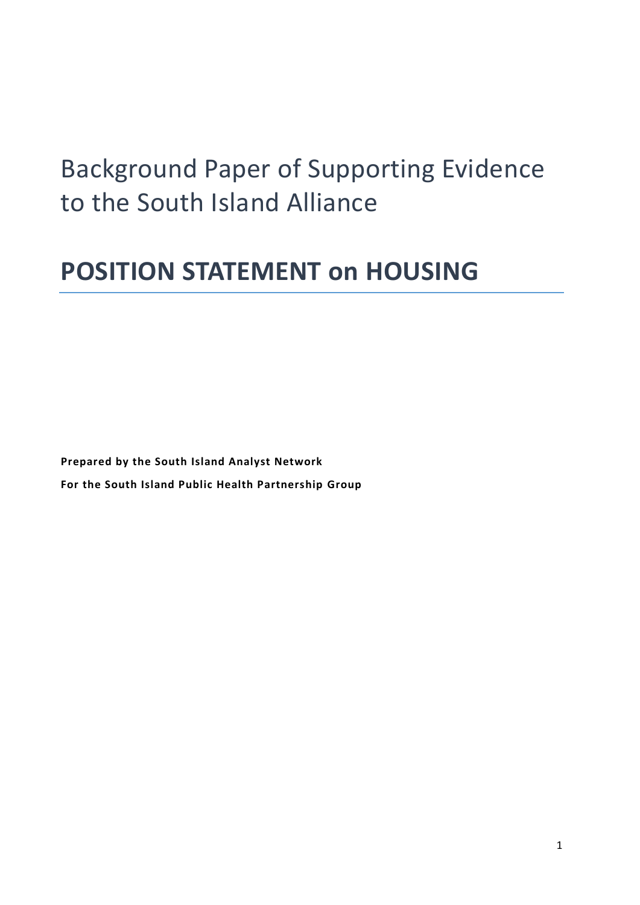# Background Paper of Supporting Evidence to the South Island Alliance

# POSITION STATEMENT on HOUSING

**Prepared by the South Island Analyst Network**

**For the South Island Public Health Partnership Group**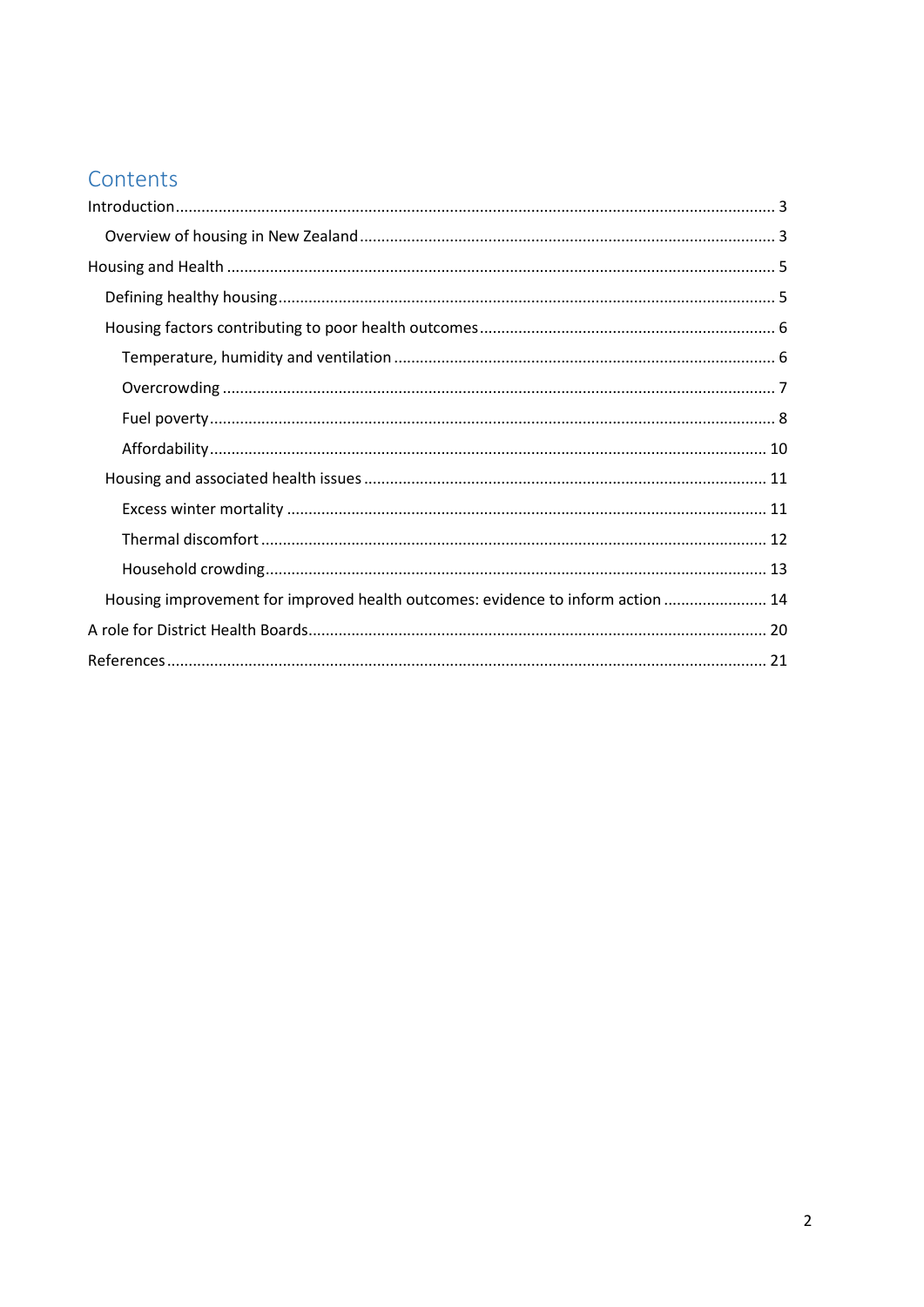# Contents

Introduction ........ 3

- Overview of housing in New Zealand ........ 3

Housing and Health ........ 5

- Defining healthy housing ........ 5
- Housing factors contributing to poor health outcomes ........ 6
  - Temperature, humidity and ventilation ........ 6
  - Overcrowding ........ 7
  - Fuel poverty ........ 8
  - Affordability ........ 10
- Housing and associated health issues ........ 11
  - Excess winter mortality ........ 11
  - Thermal discomfort ........ 12
  - Household crowding ........ 13
- Housing improvement for improved health outcomes: evidence to inform action ........ 14

A role for District Health Boards ........ 20

References ........ 21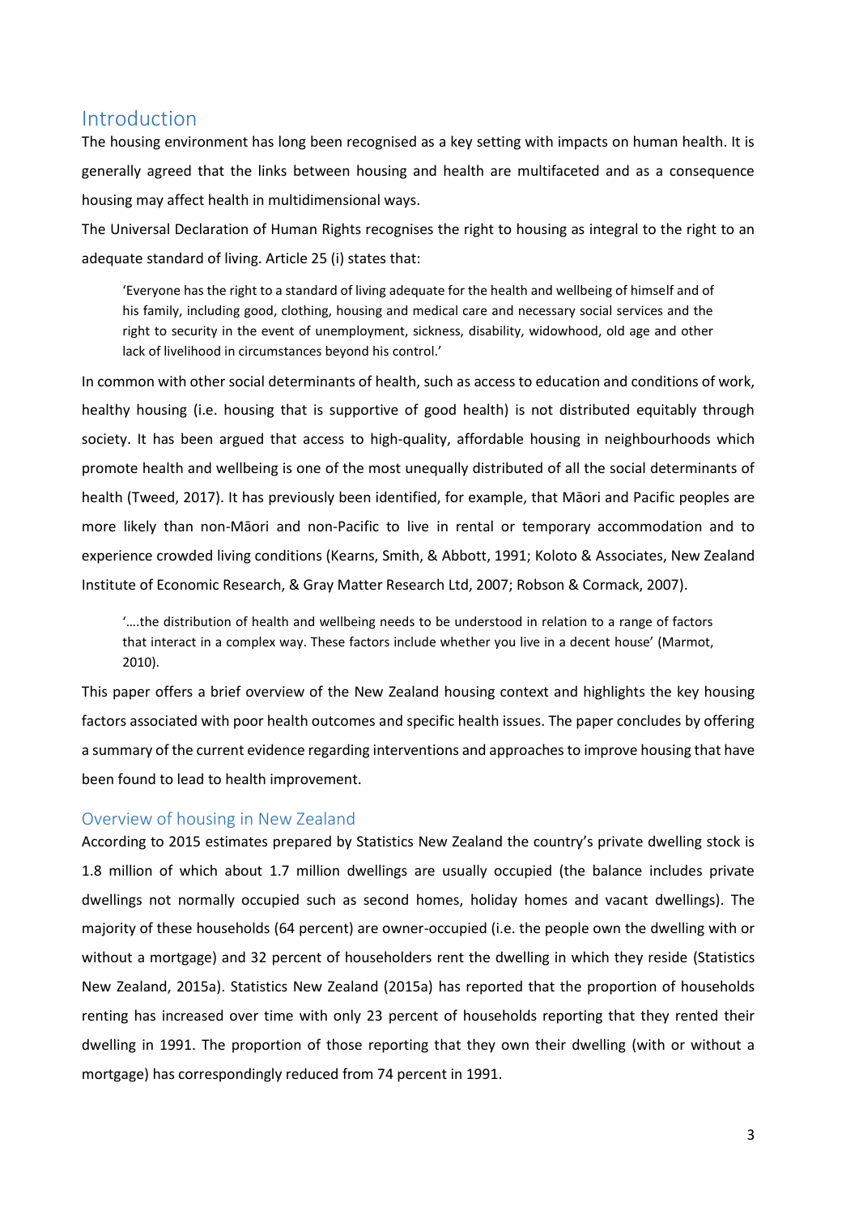## Introduction

The housing environment has long been recognised as a key setting with impacts on human health. It is generally agreed that the links between housing and health are multifaceted and as a consequence housing may affect health in multidimensional ways.

The Universal Declaration of Human Rights recognises the right to housing as integral to the right to an adequate standard of living. Article 25 (i) states that:

> 'Everyone has the right to a standard of living adequate for the health and wellbeing of himself and of his family, including good, clothing, housing and medical care and necessary social services and the right to security in the event of unemployment, sickness, disability, widowhood, old age and other lack of livelihood in circumstances beyond his control.'

In common with other social determinants of health, such as access to education and conditions of work, healthy housing (i.e. housing that is supportive of good health) is not distributed equitably through society. It has been argued that access to high-quality, affordable housing in neighbourhoods which promote health and wellbeing is one of the most unequally distributed of all the social determinants of health (Tweed, 2017). It has previously been identified, for example, that Māori and Pacific peoples are more likely than non-Māori and non-Pacific to live in rental or temporary accommodation and to experience crowded living conditions (Kearns, Smith, & Abbott, 1991; Koloto & Associates, New Zealand Institute of Economic Research, & Gray Matter Research Ltd, 2007; Robson & Cormack, 2007).

> '….the distribution of health and wellbeing needs to be understood in relation to a range of factors that interact in a complex way. These factors include whether you live in a decent house' (Marmot, 2010).

This paper offers a brief overview of the New Zealand housing context and highlights the key housing factors associated with poor health outcomes and specific health issues. The paper concludes by offering a summary of the current evidence regarding interventions and approaches to improve housing that have been found to lead to health improvement.

### Overview of housing in New Zealand

According to 2015 estimates prepared by Statistics New Zealand the country's private dwelling stock is 1.8 million of which about 1.7 million dwellings are usually occupied (the balance includes private dwellings not normally occupied such as second homes, holiday homes and vacant dwellings). The majority of these households (64 percent) are owner-occupied (i.e. the people own the dwelling with or without a mortgage) and 32 percent of householders rent the dwelling in which they reside (Statistics New Zealand, 2015a). Statistics New Zealand (2015a) has reported that the proportion of households renting has increased over time with only 23 percent of households reporting that they rented their dwelling in 1991. The proportion of those reporting that they own their dwelling (with or without a mortgage) has correspondingly reduced from 74 percent in 1991.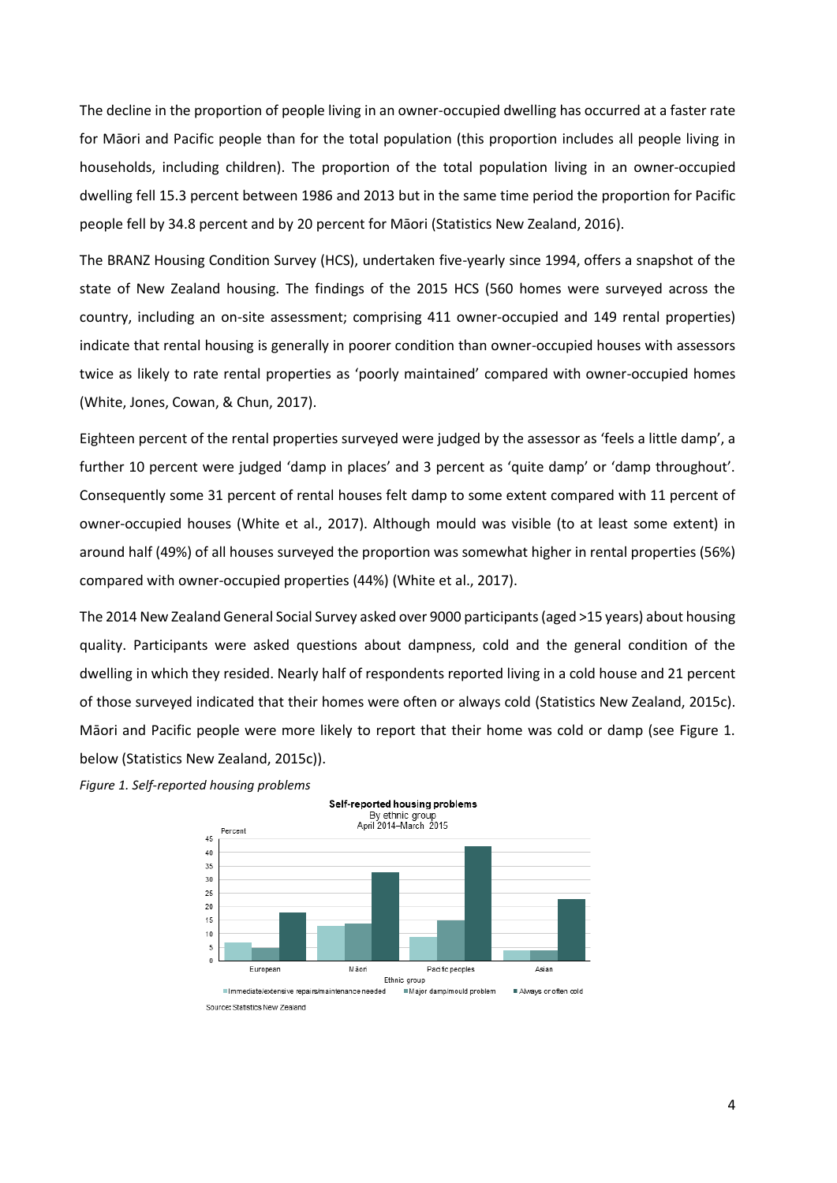The decline in the proportion of people living in an owner-occupied dwelling has occurred at a faster rate for Māori and Pacific people than for the total population (this proportion includes all people living in households, including children). The proportion of the total population living in an owner-occupied dwelling fell 15.3 percent between 1986 and 2013 but in the same time period the proportion for Pacific people fell by 34.8 percent and by 20 percent for Māori (Statistics New Zealand, 2016).

The BRANZ Housing Condition Survey (HCS), undertaken five-yearly since 1994, offers a snapshot of the state of New Zealand housing. The findings of the 2015 HCS (560 homes were surveyed across the country, including an on-site assessment; comprising 411 owner-occupied and 149 rental properties) indicate that rental housing is generally in poorer condition than owner-occupied houses with assessors twice as likely to rate rental properties as 'poorly maintained' compared with owner-occupied homes (White, Jones, Cowan, & Chun, 2017).

Eighteen percent of the rental properties surveyed were judged by the assessor as 'feels a little damp', a further 10 percent were judged 'damp in places' and 3 percent as 'quite damp' or 'damp throughout'. Consequently some 31 percent of rental houses felt damp to some extent compared with 11 percent of owner-occupied houses (White et al., 2017). Although mould was visible (to at least some extent) in around half (49%) of all houses surveyed the proportion was somewhat higher in rental properties (56%) compared with owner-occupied properties (44%) (White et al., 2017).

The 2014 New Zealand General Social Survey asked over 9000 participants (aged >15 years) about housing quality. Participants were asked questions about dampness, cold and the general condition of the dwelling in which they resided. Nearly half of respondents reported living in a cold house and 21 percent of those surveyed indicated that their homes were often or always cold (Statistics New Zealand, 2015c). Māori and Pacific people were more likely to report that their home was cold or damp (see Figure 1. below (Statistics New Zealand, 2015c)).

*Figure 1. Self-reported housing problems*

**Self-reported housing problems**
By ethnic group
April 2014–March 2015

| Ethnic group | Immediate/extensive repairs/maintenance needed | Major damp/mould problem | Always or often cold |
|---|---|---|---|
| European | 7 | 5 | 18 |
| Māori | 13 | 14 | 33 |
| Pacific peoples | 9 | 15 | 42 |
| Asian | 4 | 4 | 23 |

Source: Statistics New Zealand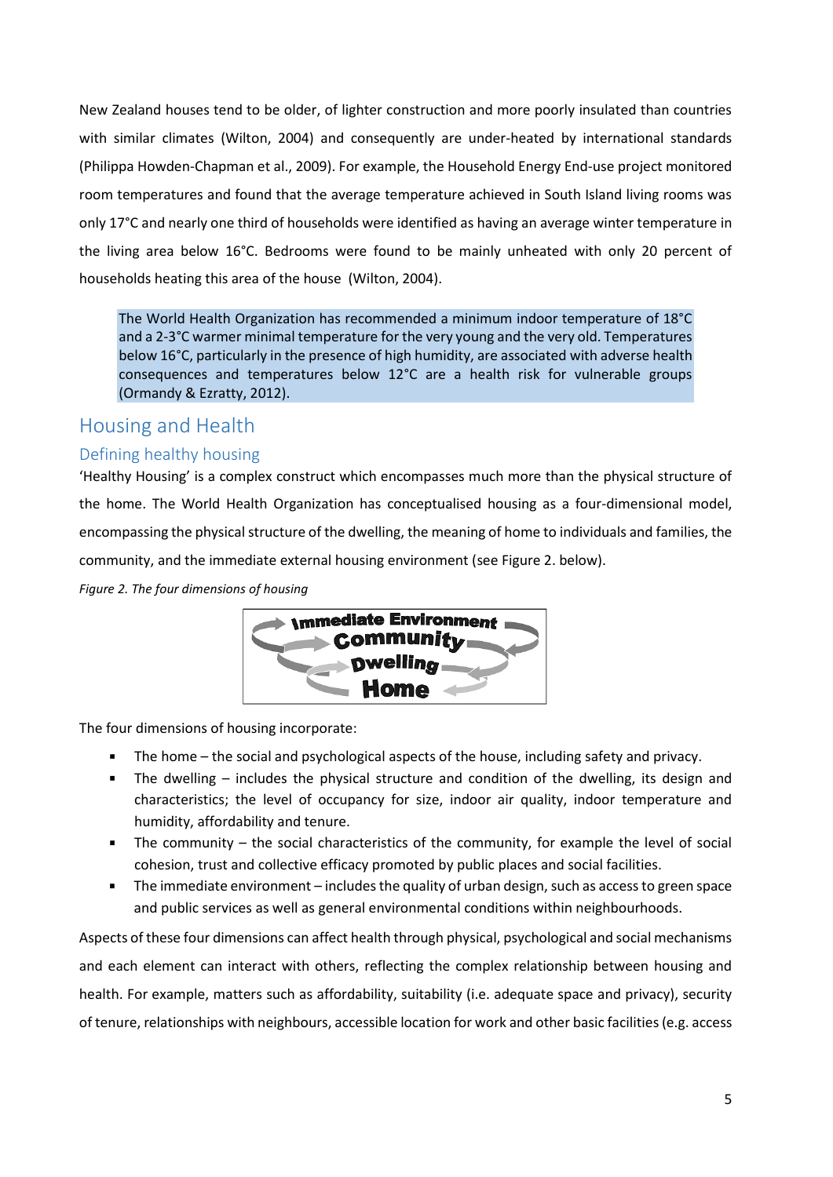New Zealand houses tend to be older, of lighter construction and more poorly insulated than countries with similar climates (Wilton, 2004) and consequently are under-heated by international standards (Philippa Howden-Chapman et al., 2009). For example, the Household Energy End-use project monitored room temperatures and found that the average temperature achieved in South Island living rooms was only 17°C and nearly one third of households were identified as having an average winter temperature in the living area below 16°C. Bedrooms were found to be mainly unheated with only 20 percent of households heating this area of the house (Wilton, 2004).

> The World Health Organization has recommended a minimum indoor temperature of 18°C and a 2-3°C warmer minimal temperature for the very young and the very old. Temperatures below 16°C, particularly in the presence of high humidity, are associated with adverse health consequences and temperatures below 12°C are a health risk for vulnerable groups (Ormandy & Ezratty, 2012).

# Housing and Health

## Defining healthy housing

'Healthy Housing' is a complex construct which encompasses much more than the physical structure of the home. The World Health Organization has conceptualised housing as a four-dimensional model, encompassing the physical structure of the dwelling, the meaning of home to individuals and families, the community, and the immediate external housing environment (see Figure 2. below).

*Figure 2. The four dimensions of housing*

Immediate Environment
Community
Dwelling
Home

The four dimensions of housing incorporate:

- The home – the social and psychological aspects of the house, including safety and privacy.
- The dwelling – includes the physical structure and condition of the dwelling, its design and characteristics; the level of occupancy for size, indoor air quality, indoor temperature and humidity, affordability and tenure.
- The community – the social characteristics of the community, for example the level of social cohesion, trust and collective efficacy promoted by public places and social facilities.
- The immediate environment – includes the quality of urban design, such as access to green space and public services as well as general environmental conditions within neighbourhoods.

Aspects of these four dimensions can affect health through physical, psychological and social mechanisms and each element can interact with others, reflecting the complex relationship between housing and health. For example, matters such as affordability, suitability (i.e. adequate space and privacy), security of tenure, relationships with neighbours, accessible location for work and other basic facilities (e.g. access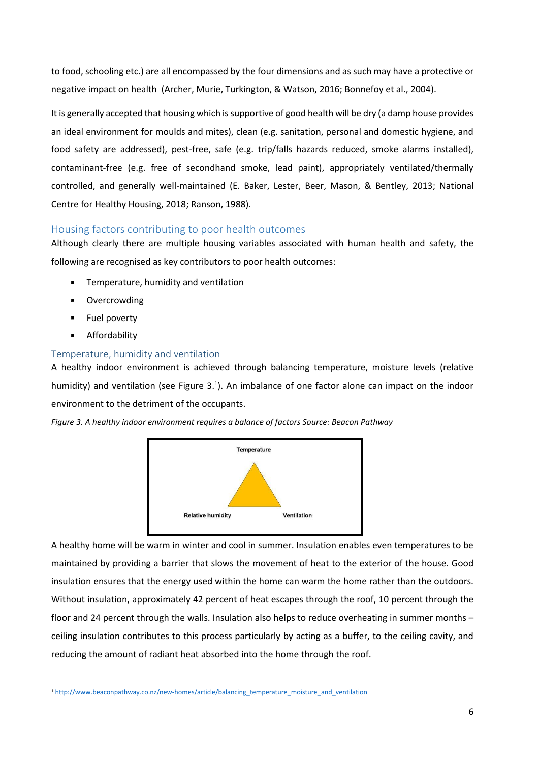to food, schooling etc.) are all encompassed by the four dimensions and as such may have a protective or negative impact on health (Archer, Murie, Turkington, & Watson, 2016; Bonnefoy et al., 2004).

It is generally accepted that housing which is supportive of good health will be dry (a damp house provides an ideal environment for moulds and mites), clean (e.g. sanitation, personal and domestic hygiene, and food safety are addressed), pest-free, safe (e.g. trip/falls hazards reduced, smoke alarms installed), contaminant-free (e.g. free of secondhand smoke, lead paint), appropriately ventilated/thermally controlled, and generally well-maintained (E. Baker, Lester, Beer, Mason, & Bentley, 2013; National Centre for Healthy Housing, 2018; Ranson, 1988).

## Housing factors contributing to poor health outcomes

Although clearly there are multiple housing variables associated with human health and safety, the following are recognised as key contributors to poor health outcomes:

- Temperature, humidity and ventilation
- Overcrowding
- Fuel poverty
- Affordability

### Temperature, humidity and ventilation

A healthy indoor environment is achieved through balancing temperature, moisture levels (relative humidity) and ventilation (see Figure 3.[1]). An imbalance of one factor alone can impact on the indoor environment to the detriment of the occupants.

*Figure 3. A healthy indoor environment requires a balance of factors Source: Beacon Pathway*

Temperature

Relative humidity Ventilation

A healthy home will be warm in winter and cool in summer. Insulation enables even temperatures to be maintained by providing a barrier that slows the movement of heat to the exterior of the house. Good insulation ensures that the energy used within the home can warm the home rather than the outdoors. Without insulation, approximately 42 percent of heat escapes through the roof, 10 percent through the floor and 24 percent through the walls. Insulation also helps to reduce overheating in summer months – ceiling insulation contributes to this process particularly by acting as a buffer, to the ceiling cavity, and reducing the amount of radiant heat absorbed into the home through the roof.

---

[1] http://www.beaconpathway.co.nz/new-homes/article/balancing_temperature_moisture_and_ventilation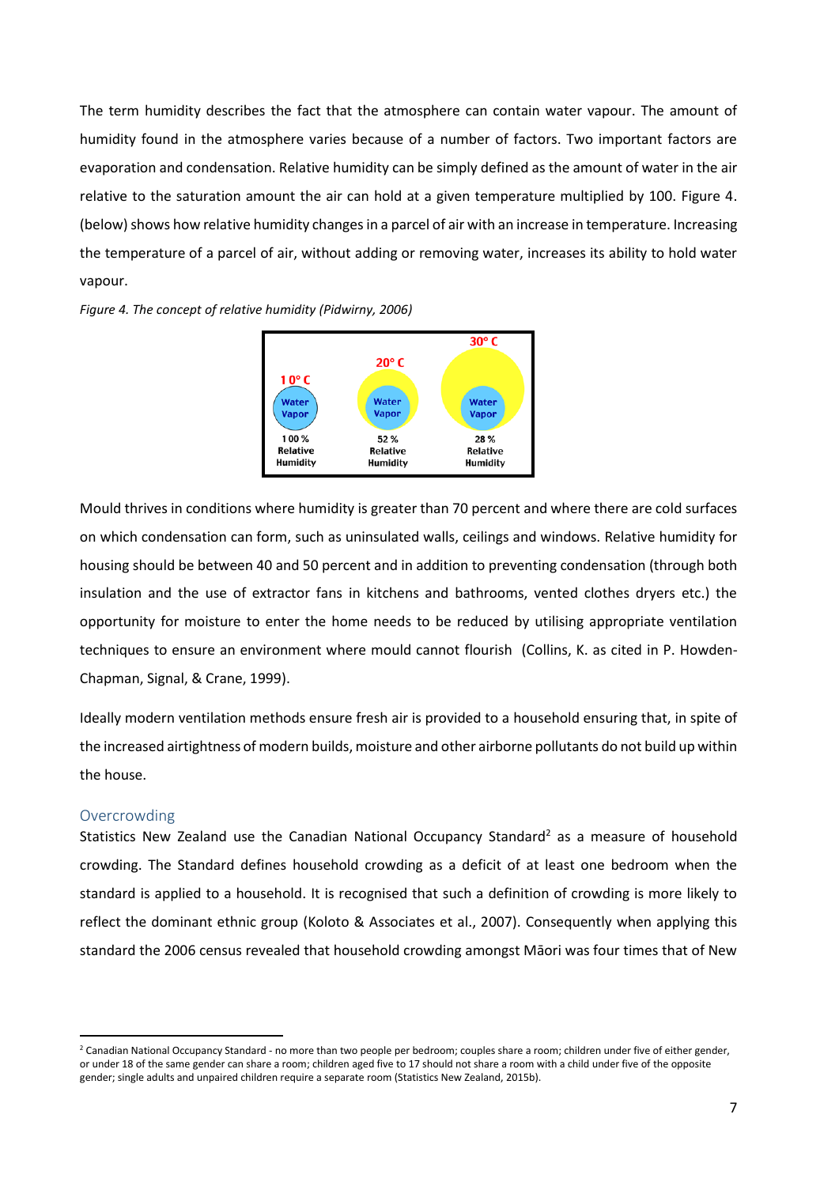The term humidity describes the fact that the atmosphere can contain water vapour. The amount of humidity found in the atmosphere varies because of a number of factors. Two important factors are evaporation and condensation. Relative humidity can be simply defined as the amount of water in the air relative to the saturation amount the air can hold at a given temperature multiplied by 100. Figure 4. (below) shows how relative humidity changes in a parcel of air with an increase in temperature. Increasing the temperature of a parcel of air, without adding or removing water, increases its ability to hold water vapour.

*Figure 4. The concept of relative humidity (Pidwirny, 2006)*

Mould thrives in conditions where humidity is greater than 70 percent and where there are cold surfaces on which condensation can form, such as uninsulated walls, ceilings and windows. Relative humidity for housing should be between 40 and 50 percent and in addition to preventing condensation (through both insulation and the use of extractor fans in kitchens and bathrooms, vented clothes dryers etc.) the opportunity for moisture to enter the home needs to be reduced by utilising appropriate ventilation techniques to ensure an environment where mould cannot flourish (Collins, K. as cited in P. Howden-Chapman, Signal, & Crane, 1999).

Ideally modern ventilation methods ensure fresh air is provided to a household ensuring that, in spite of the increased airtightness of modern builds, moisture and other airborne pollutants do not build up within the house.

## Overcrowding

Statistics New Zealand use the Canadian National Occupancy Standard[2] as a measure of household crowding. The Standard defines household crowding as a deficit of at least one bedroom when the standard is applied to a household. It is recognised that such a definition of crowding is more likely to reflect the dominant ethnic group (Koloto & Associates et al., 2007). Consequently when applying this standard the 2006 census revealed that household crowding amongst Māori was four times that of New

[2] Canadian National Occupancy Standard - no more than two people per bedroom; couples share a room; children under five of either gender, or under 18 of the same gender can share a room; children aged five to 17 should not share a room with a child under five of the opposite gender; single adults and unpaired children require a separate room (Statistics New Zealand, 2015b).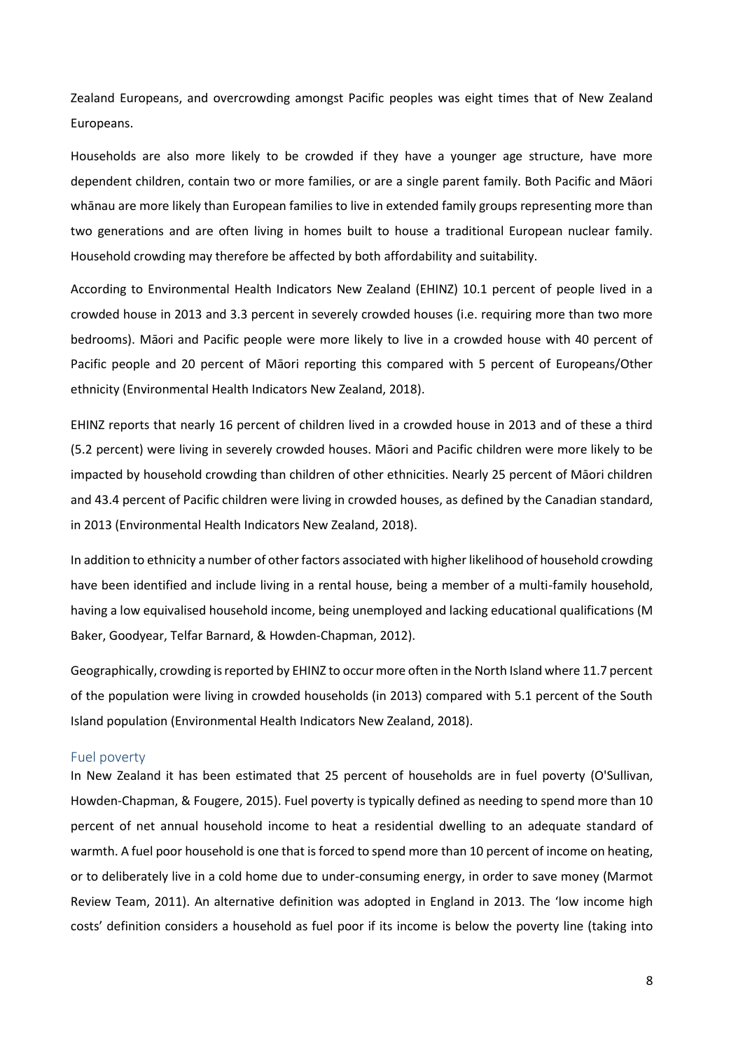Zealand Europeans, and overcrowding amongst Pacific peoples was eight times that of New Zealand Europeans.

Households are also more likely to be crowded if they have a younger age structure, have more dependent children, contain two or more families, or are a single parent family. Both Pacific and Māori whānau are more likely than European families to live in extended family groups representing more than two generations and are often living in homes built to house a traditional European nuclear family. Household crowding may therefore be affected by both affordability and suitability.

According to Environmental Health Indicators New Zealand (EHINZ) 10.1 percent of people lived in a crowded house in 2013 and 3.3 percent in severely crowded houses (i.e. requiring more than two more bedrooms). Māori and Pacific people were more likely to live in a crowded house with 40 percent of Pacific people and 20 percent of Māori reporting this compared with 5 percent of Europeans/Other ethnicity (Environmental Health Indicators New Zealand, 2018).

EHINZ reports that nearly 16 percent of children lived in a crowded house in 2013 and of these a third (5.2 percent) were living in severely crowded houses. Māori and Pacific children were more likely to be impacted by household crowding than children of other ethnicities. Nearly 25 percent of Māori children and 43.4 percent of Pacific children were living in crowded houses, as defined by the Canadian standard, in 2013 (Environmental Health Indicators New Zealand, 2018).

In addition to ethnicity a number of other factors associated with higher likelihood of household crowding have been identified and include living in a rental house, being a member of a multi-family household, having a low equivalised household income, being unemployed and lacking educational qualifications (M Baker, Goodyear, Telfar Barnard, & Howden-Chapman, 2012).

Geographically, crowding is reported by EHINZ to occur more often in the North Island where 11.7 percent of the population were living in crowded households (in 2013) compared with 5.1 percent of the South Island population (Environmental Health Indicators New Zealand, 2018).

## Fuel poverty

In New Zealand it has been estimated that 25 percent of households are in fuel poverty (O'Sullivan, Howden-Chapman, & Fougere, 2015). Fuel poverty is typically defined as needing to spend more than 10 percent of net annual household income to heat a residential dwelling to an adequate standard of warmth. A fuel poor household is one that is forced to spend more than 10 percent of income on heating, or to deliberately live in a cold home due to under-consuming energy, in order to save money (Marmot Review Team, 2011). An alternative definition was adopted in England in 2013. The 'low income high costs' definition considers a household as fuel poor if its income is below the poverty line (taking into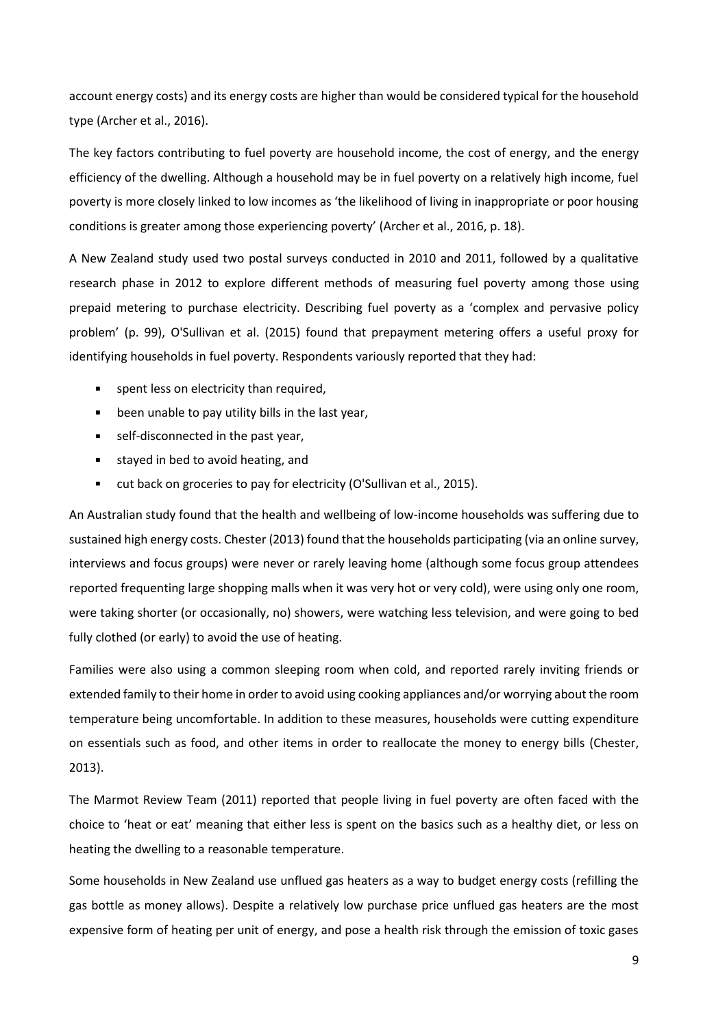account energy costs) and its energy costs are higher than would be considered typical for the household type (Archer et al., 2016).

The key factors contributing to fuel poverty are household income, the cost of energy, and the energy efficiency of the dwelling. Although a household may be in fuel poverty on a relatively high income, fuel poverty is more closely linked to low incomes as 'the likelihood of living in inappropriate or poor housing conditions is greater among those experiencing poverty' (Archer et al., 2016, p. 18).

A New Zealand study used two postal surveys conducted in 2010 and 2011, followed by a qualitative research phase in 2012 to explore different methods of measuring fuel poverty among those using prepaid metering to purchase electricity. Describing fuel poverty as a 'complex and pervasive policy problem' (p. 99), O'Sullivan et al. (2015) found that prepayment metering offers a useful proxy for identifying households in fuel poverty. Respondents variously reported that they had:

- spent less on electricity than required,
- been unable to pay utility bills in the last year,
- self-disconnected in the past year,
- stayed in bed to avoid heating, and
- cut back on groceries to pay for electricity (O'Sullivan et al., 2015).

An Australian study found that the health and wellbeing of low-income households was suffering due to sustained high energy costs. Chester (2013) found that the households participating (via an online survey, interviews and focus groups) were never or rarely leaving home (although some focus group attendees reported frequenting large shopping malls when it was very hot or very cold), were using only one room, were taking shorter (or occasionally, no) showers, were watching less television, and were going to bed fully clothed (or early) to avoid the use of heating.

Families were also using a common sleeping room when cold, and reported rarely inviting friends or extended family to their home in order to avoid using cooking appliances and/or worrying about the room temperature being uncomfortable. In addition to these measures, households were cutting expenditure on essentials such as food, and other items in order to reallocate the money to energy bills (Chester, 2013).

The Marmot Review Team (2011) reported that people living in fuel poverty are often faced with the choice to 'heat or eat' meaning that either less is spent on the basics such as a healthy diet, or less on heating the dwelling to a reasonable temperature.

Some households in New Zealand use unflued gas heaters as a way to budget energy costs (refilling the gas bottle as money allows). Despite a relatively low purchase price unflued gas heaters are the most expensive form of heating per unit of energy, and pose a health risk through the emission of toxic gases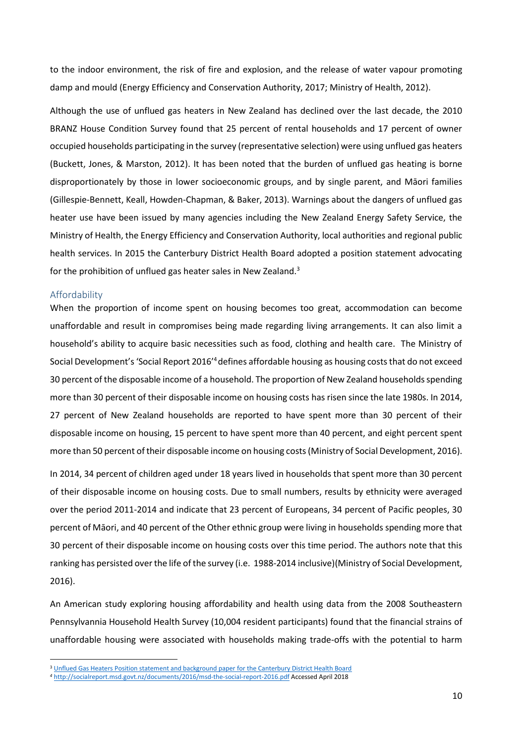to the indoor environment, the risk of fire and explosion, and the release of water vapour promoting damp and mould (Energy Efficiency and Conservation Authority, 2017; Ministry of Health, 2012).

Although the use of unflued gas heaters in New Zealand has declined over the last decade, the 2010 BRANZ House Condition Survey found that 25 percent of rental households and 17 percent of owner occupied households participating in the survey (representative selection) were using unflued gas heaters (Buckett, Jones, & Marston, 2012). It has been noted that the burden of unflued gas heating is borne disproportionately by those in lower socioeconomic groups, and by single parent, and Māori families (Gillespie-Bennett, Keall, Howden-Chapman, & Baker, 2013). Warnings about the dangers of unflued gas heater use have been issued by many agencies including the New Zealand Energy Safety Service, the Ministry of Health, the Energy Efficiency and Conservation Authority, local authorities and regional public health services. In 2015 the Canterbury District Health Board adopted a position statement advocating for the prohibition of unflued gas heater sales in New Zealand.[3]

### Affordability

When the proportion of income spent on housing becomes too great, accommodation can become unaffordable and result in compromises being made regarding living arrangements. It can also limit a household's ability to acquire basic necessities such as food, clothing and health care. The Ministry of Social Development's 'Social Report 2016'[4] defines affordable housing as housing costs that do not exceed 30 percent of the disposable income of a household. The proportion of New Zealand households spending more than 30 percent of their disposable income on housing costs has risen since the late 1980s. In 2014, 27 percent of New Zealand households are reported to have spent more than 30 percent of their disposable income on housing, 15 percent to have spent more than 40 percent, and eight percent spent more than 50 percent of their disposable income on housing costs (Ministry of Social Development, 2016).

In 2014, 34 percent of children aged under 18 years lived in households that spent more than 30 percent of their disposable income on housing costs. Due to small numbers, results by ethnicity were averaged over the period 2011-2014 and indicate that 23 percent of Europeans, 34 percent of Pacific peoples, 30 percent of Māori, and 40 percent of the Other ethnic group were living in households spending more that 30 percent of their disposable income on housing costs over this time period. The authors note that this ranking has persisted over the life of the survey (i.e. 1988-2014 inclusive)(Ministry of Social Development, 2016).

An American study exploring housing affordability and health using data from the 2008 Southeastern Pennsylvannia Household Health Survey (10,004 resident participants) found that the financial strains of unaffordable housing were associated with households making trade-offs with the potential to harm

---

[3] Unflued Gas Heaters Position statement and background paper for the Canterbury District Health Board

[4] http://socialreport.msd.govt.nz/documents/2016/msd-the-social-report-2016.pdf Accessed April 2018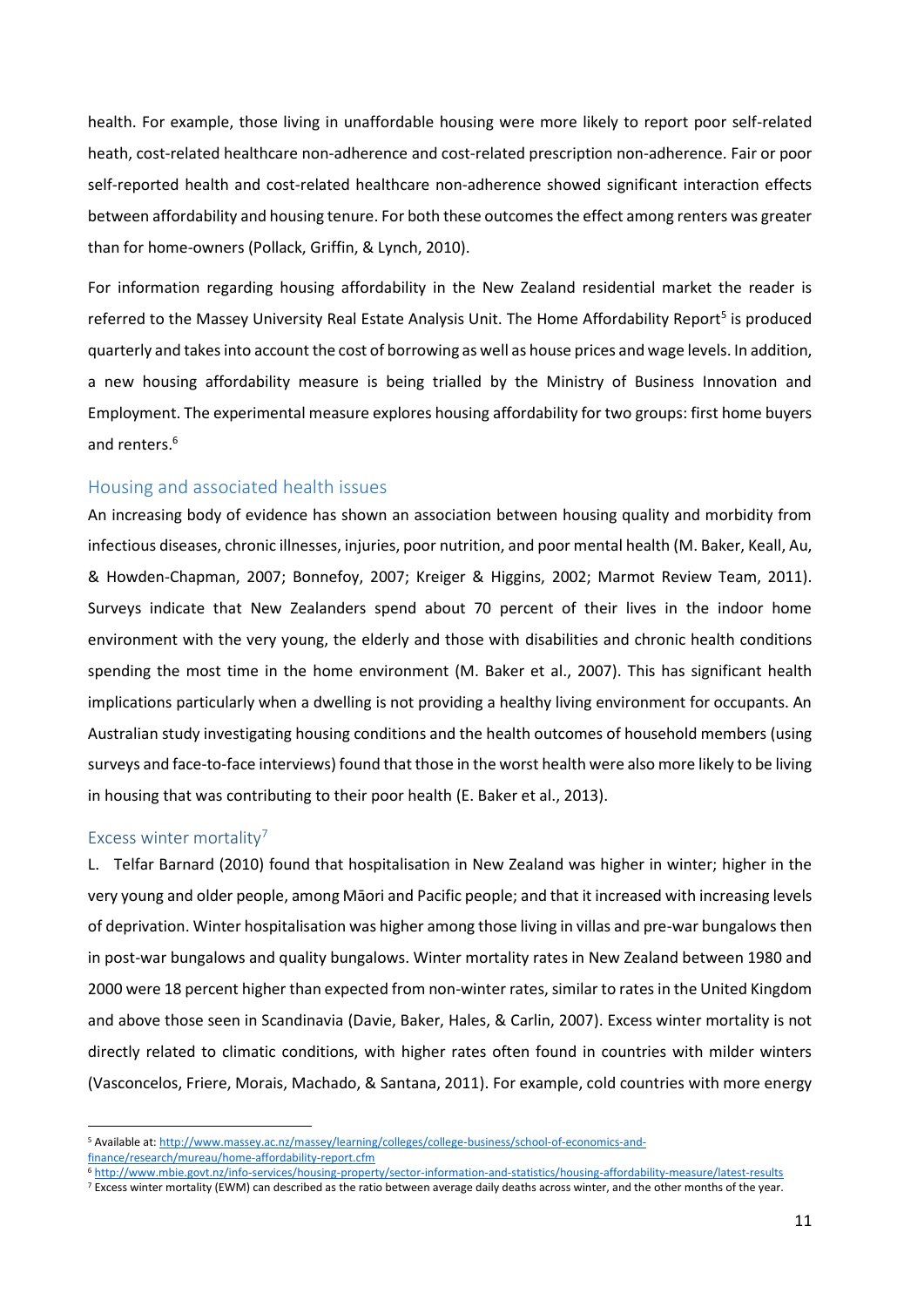health. For example, those living in unaffordable housing were more likely to report poor self-related heath, cost-related healthcare non-adherence and cost-related prescription non-adherence. Fair or poor self-reported health and cost-related healthcare non-adherence showed significant interaction effects between affordability and housing tenure. For both these outcomes the effect among renters was greater than for home-owners (Pollack, Griffin, & Lynch, 2010).

For information regarding housing affordability in the New Zealand residential market the reader is referred to the Massey University Real Estate Analysis Unit. The Home Affordability Report[5] is produced quarterly and takes into account the cost of borrowing as well as house prices and wage levels. In addition, a new housing affordability measure is being trialled by the Ministry of Business Innovation and Employment. The experimental measure explores housing affordability for two groups: first home buyers and renters.[6]

## Housing and associated health issues

An increasing body of evidence has shown an association between housing quality and morbidity from infectious diseases, chronic illnesses, injuries, poor nutrition, and poor mental health (M. Baker, Keall, Au, & Howden-Chapman, 2007; Bonnefoy, 2007; Kreiger & Higgins, 2002; Marmot Review Team, 2011). Surveys indicate that New Zealanders spend about 70 percent of their lives in the indoor home environment with the very young, the elderly and those with disabilities and chronic health conditions spending the most time in the home environment (M. Baker et al., 2007). This has significant health implications particularly when a dwelling is not providing a healthy living environment for occupants. An Australian study investigating housing conditions and the health outcomes of household members (using surveys and face-to-face interviews) found that those in the worst health were also more likely to be living in housing that was contributing to their poor health (E. Baker et al., 2013).

### Excess winter mortality[7]

L. Telfar Barnard (2010) found that hospitalisation in New Zealand was higher in winter; higher in the very young and older people, among Māori and Pacific people; and that it increased with increasing levels of deprivation. Winter hospitalisation was higher among those living in villas and pre-war bungalows then in post-war bungalows and quality bungalows. Winter mortality rates in New Zealand between 1980 and 2000 were 18 percent higher than expected from non-winter rates, similar to rates in the United Kingdom and above those seen in Scandinavia (Davie, Baker, Hales, & Carlin, 2007). Excess winter mortality is not directly related to climatic conditions, with higher rates often found in countries with milder winters (Vasconcelos, Friere, Morais, Machado, & Santana, 2011). For example, cold countries with more energy

---

[5] Available at: http://www.massey.ac.nz/massey/learning/colleges/college-business/school-of-economics-and-finance/research/mureau/home-affordability-report.cfm

[6] http://www.mbie.govt.nz/info-services/housing-property/sector-information-and-statistics/housing-affordability-measure/latest-results

[7] Excess winter mortality (EWM) can described as the ratio between average daily deaths across winter, and the other months of the year.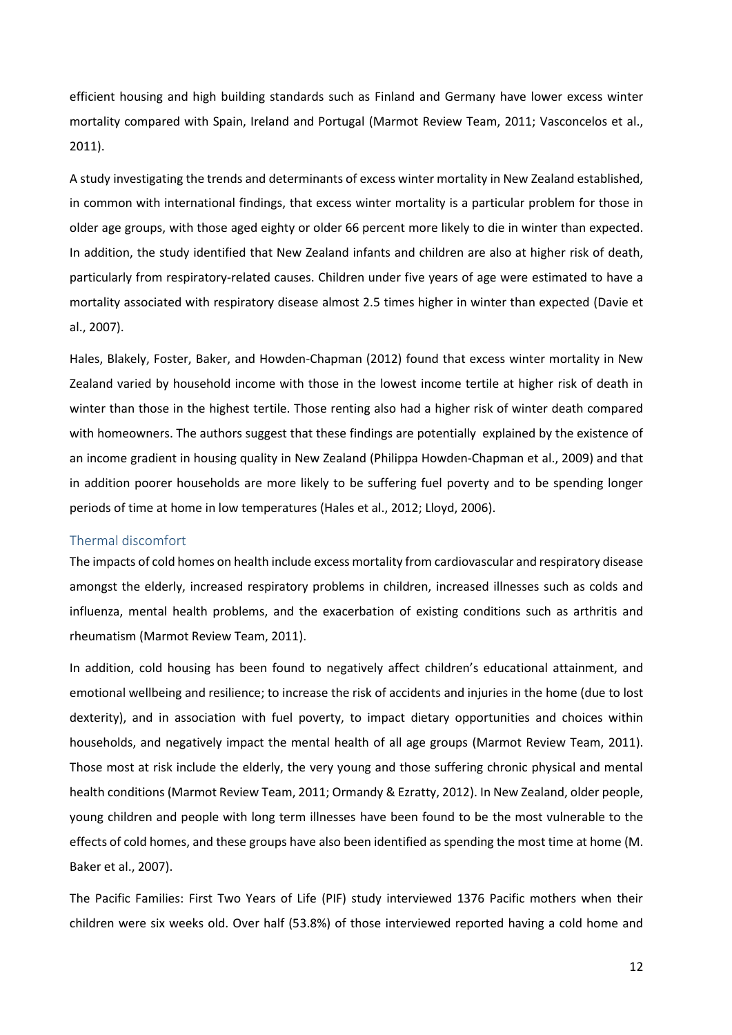efficient housing and high building standards such as Finland and Germany have lower excess winter mortality compared with Spain, Ireland and Portugal (Marmot Review Team, 2011; Vasconcelos et al., 2011).

A study investigating the trends and determinants of excess winter mortality in New Zealand established, in common with international findings, that excess winter mortality is a particular problem for those in older age groups, with those aged eighty or older 66 percent more likely to die in winter than expected. In addition, the study identified that New Zealand infants and children are also at higher risk of death, particularly from respiratory-related causes. Children under five years of age were estimated to have a mortality associated with respiratory disease almost 2.5 times higher in winter than expected (Davie et al., 2007).

Hales, Blakely, Foster, Baker, and Howden-Chapman (2012) found that excess winter mortality in New Zealand varied by household income with those in the lowest income tertile at higher risk of death in winter than those in the highest tertile. Those renting also had a higher risk of winter death compared with homeowners. The authors suggest that these findings are potentially explained by the existence of an income gradient in housing quality in New Zealand (Philippa Howden-Chapman et al., 2009) and that in addition poorer households are more likely to be suffering fuel poverty and to be spending longer periods of time at home in low temperatures (Hales et al., 2012; Lloyd, 2006).

### Thermal discomfort

The impacts of cold homes on health include excess mortality from cardiovascular and respiratory disease amongst the elderly, increased respiratory problems in children, increased illnesses such as colds and influenza, mental health problems, and the exacerbation of existing conditions such as arthritis and rheumatism (Marmot Review Team, 2011).

In addition, cold housing has been found to negatively affect children's educational attainment, and emotional wellbeing and resilience; to increase the risk of accidents and injuries in the home (due to lost dexterity), and in association with fuel poverty, to impact dietary opportunities and choices within households, and negatively impact the mental health of all age groups (Marmot Review Team, 2011). Those most at risk include the elderly, the very young and those suffering chronic physical and mental health conditions (Marmot Review Team, 2011; Ormandy & Ezratty, 2012). In New Zealand, older people, young children and people with long term illnesses have been found to be the most vulnerable to the effects of cold homes, and these groups have also been identified as spending the most time at home (M. Baker et al., 2007).

The Pacific Families: First Two Years of Life (PIF) study interviewed 1376 Pacific mothers when their children were six weeks old. Over half (53.8%) of those interviewed reported having a cold home and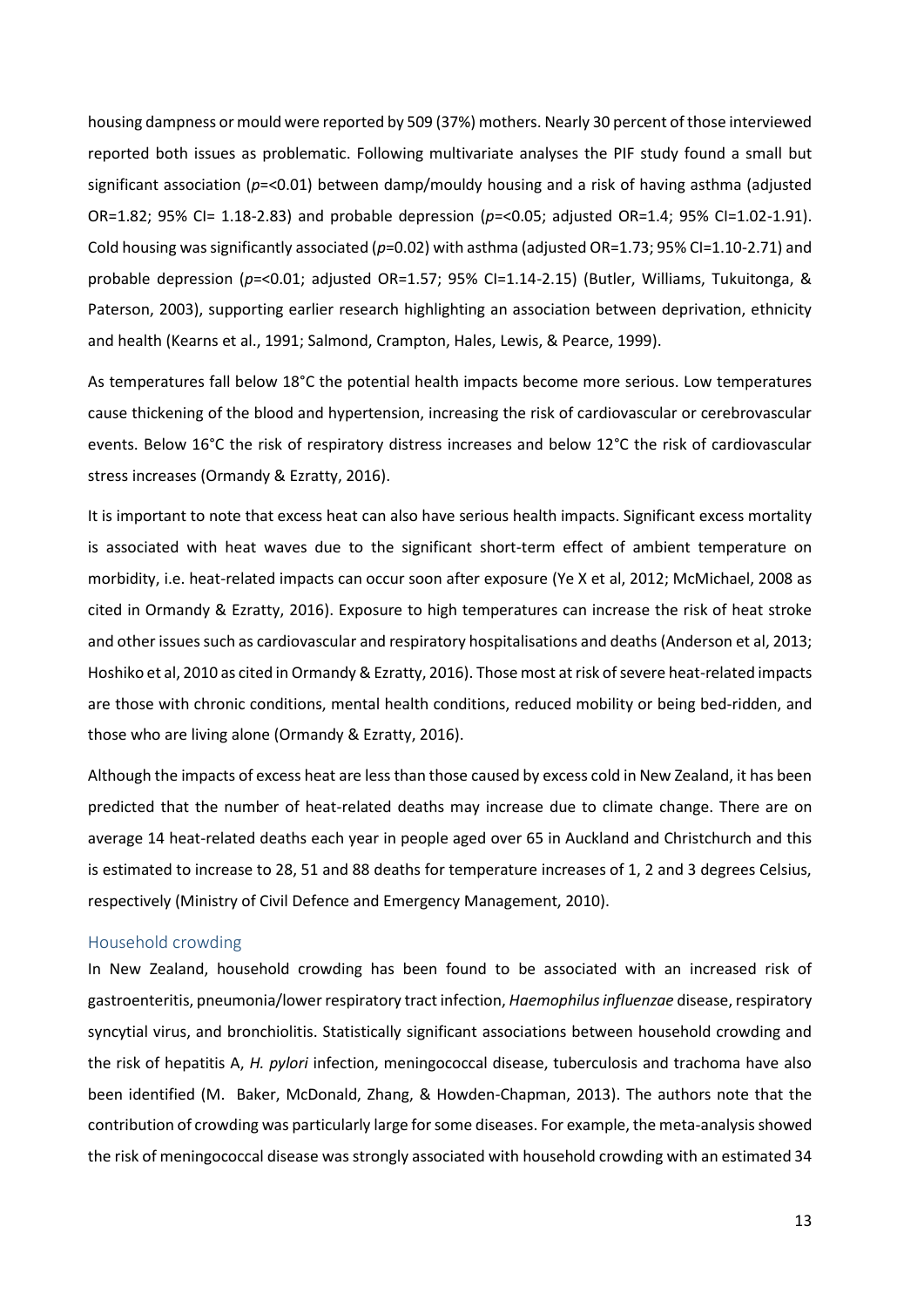housing dampness or mould were reported by 509 (37%) mothers. Nearly 30 percent of those interviewed reported both issues as problematic. Following multivariate analyses the PIF study found a small but significant association (*p*=<0.01) between damp/mouldy housing and a risk of having asthma (adjusted OR=1.82; 95% CI= 1.18-2.83) and probable depression (*p*=<0.05; adjusted OR=1.4; 95% CI=1.02-1.91). Cold housing was significantly associated (*p*=0.02) with asthma (adjusted OR=1.73; 95% CI=1.10-2.71) and probable depression (*p*=<0.01; adjusted OR=1.57; 95% CI=1.14-2.15) (Butler, Williams, Tukuitonga, & Paterson, 2003), supporting earlier research highlighting an association between deprivation, ethnicity and health (Kearns et al., 1991; Salmond, Crampton, Hales, Lewis, & Pearce, 1999).

As temperatures fall below 18°C the potential health impacts become more serious. Low temperatures cause thickening of the blood and hypertension, increasing the risk of cardiovascular or cerebrovascular events. Below 16°C the risk of respiratory distress increases and below 12°C the risk of cardiovascular stress increases (Ormandy & Ezratty, 2016).

It is important to note that excess heat can also have serious health impacts. Significant excess mortality is associated with heat waves due to the significant short-term effect of ambient temperature on morbidity, i.e. heat-related impacts can occur soon after exposure (Ye X et al, 2012; McMichael, 2008 as cited in Ormandy & Ezratty, 2016). Exposure to high temperatures can increase the risk of heat stroke and other issues such as cardiovascular and respiratory hospitalisations and deaths (Anderson et al, 2013; Hoshiko et al, 2010 as cited in Ormandy & Ezratty, 2016). Those most at risk of severe heat-related impacts are those with chronic conditions, mental health conditions, reduced mobility or being bed-ridden, and those who are living alone (Ormandy & Ezratty, 2016).

Although the impacts of excess heat are less than those caused by excess cold in New Zealand, it has been predicted that the number of heat-related deaths may increase due to climate change. There are on average 14 heat-related deaths each year in people aged over 65 in Auckland and Christchurch and this is estimated to increase to 28, 51 and 88 deaths for temperature increases of 1, 2 and 3 degrees Celsius, respectively (Ministry of Civil Defence and Emergency Management, 2010).

### Household crowding

In New Zealand, household crowding has been found to be associated with an increased risk of gastroenteritis, pneumonia/lower respiratory tract infection, *Haemophilus influenzae* disease, respiratory syncytial virus, and bronchiolitis. Statistically significant associations between household crowding and the risk of hepatitis A, *H. pylori* infection, meningococcal disease, tuberculosis and trachoma have also been identified (M. Baker, McDonald, Zhang, & Howden-Chapman, 2013). The authors note that the contribution of crowding was particularly large for some diseases. For example, the meta-analysis showed the risk of meningococcal disease was strongly associated with household crowding with an estimated 34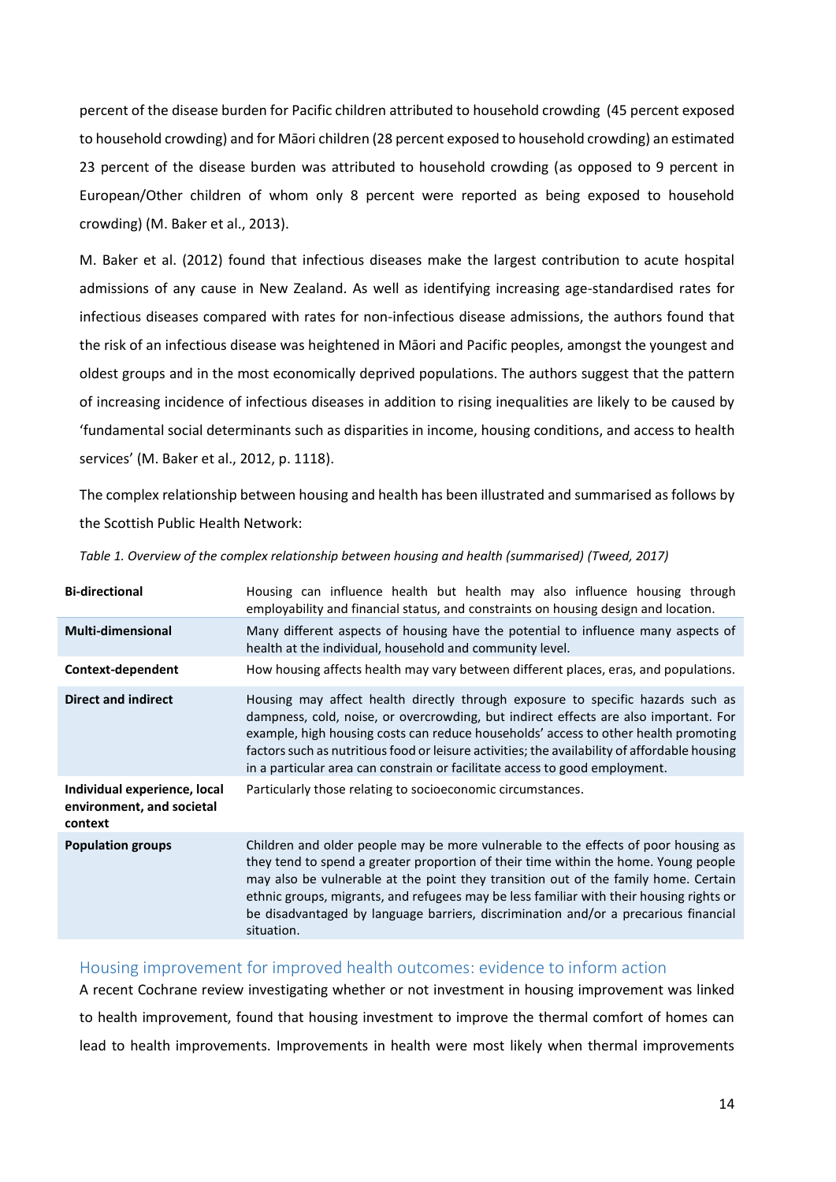percent of the disease burden for Pacific children attributed to household crowding (45 percent exposed to household crowding) and for Māori children (28 percent exposed to household crowding) an estimated 23 percent of the disease burden was attributed to household crowding (as opposed to 9 percent in European/Other children of whom only 8 percent were reported as being exposed to household crowding) (M. Baker et al., 2013).

M. Baker et al. (2012) found that infectious diseases make the largest contribution to acute hospital admissions of any cause in New Zealand. As well as identifying increasing age-standardised rates for infectious diseases compared with rates for non-infectious disease admissions, the authors found that the risk of an infectious disease was heightened in Māori and Pacific peoples, amongst the youngest and oldest groups and in the most economically deprived populations. The authors suggest that the pattern of increasing incidence of infectious diseases in addition to rising inequalities are likely to be caused by 'fundamental social determinants such as disparities in income, housing conditions, and access to health services' (M. Baker et al., 2012, p. 1118).

The complex relationship between housing and health has been illustrated and summarised as follows by the Scottish Public Health Network:

*Table 1. Overview of the complex relationship between housing and health (summarised) (Tweed, 2017)*

| | |
|---|---|
| **Bi-directional** | Housing can influence health but health may also influence housing through employability and financial status, and constraints on housing design and location. |
| **Multi-dimensional** | Many different aspects of housing have the potential to influence many aspects of health at the individual, household and community level. |
| **Context-dependent** | How housing affects health may vary between different places, eras, and populations. |
| **Direct and indirect** | Housing may affect health directly through exposure to specific hazards such as dampness, cold, noise, or overcrowding, but indirect effects are also important. For example, high housing costs can reduce households' access to other health promoting factors such as nutritious food or leisure activities; the availability of affordable housing in a particular area can constrain or facilitate access to good employment. |
| **Individual experience, local environment, and societal context** | Particularly those relating to socioeconomic circumstances. |
| **Population groups** | Children and older people may be more vulnerable to the effects of poor housing as they tend to spend a greater proportion of their time within the home. Young people may also be vulnerable at the point they transition out of the family home. Certain ethnic groups, migrants, and refugees may be less familiar with their housing rights or be disadvantaged by language barriers, discrimination and/or a precarious financial situation. |

## Housing improvement for improved health outcomes: evidence to inform action

A recent Cochrane review investigating whether or not investment in housing improvement was linked to health improvement, found that housing investment to improve the thermal comfort of homes can lead to health improvements. Improvements in health were most likely when thermal improvements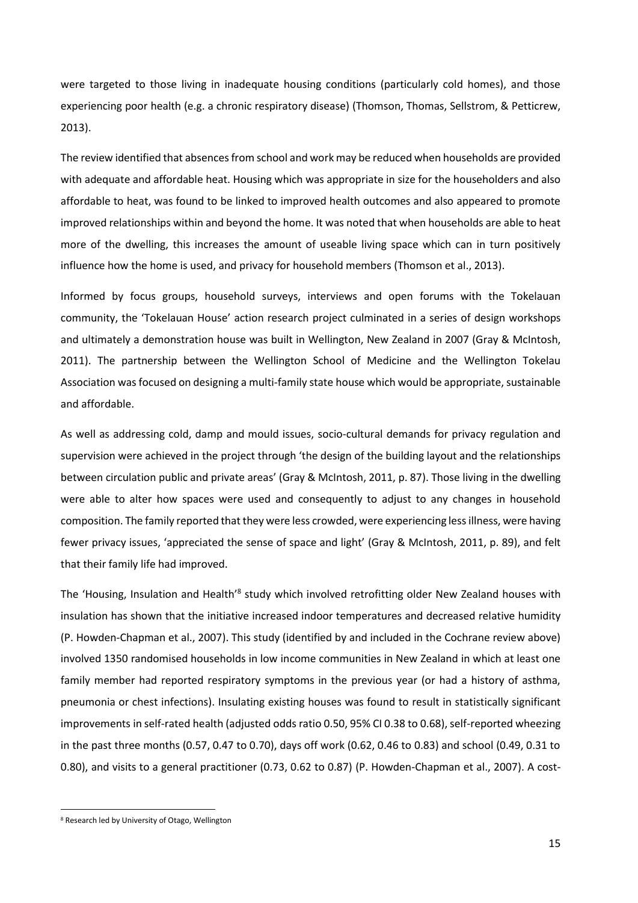were targeted to those living in inadequate housing conditions (particularly cold homes), and those experiencing poor health (e.g. a chronic respiratory disease) (Thomson, Thomas, Sellstrom, & Petticrew, 2013).

The review identified that absences from school and work may be reduced when households are provided with adequate and affordable heat. Housing which was appropriate in size for the householders and also affordable to heat, was found to be linked to improved health outcomes and also appeared to promote improved relationships within and beyond the home. It was noted that when households are able to heat more of the dwelling, this increases the amount of useable living space which can in turn positively influence how the home is used, and privacy for household members (Thomson et al., 2013).

Informed by focus groups, household surveys, interviews and open forums with the Tokelauan community, the 'Tokelauan House' action research project culminated in a series of design workshops and ultimately a demonstration house was built in Wellington, New Zealand in 2007 (Gray & McIntosh, 2011). The partnership between the Wellington School of Medicine and the Wellington Tokelau Association was focused on designing a multi-family state house which would be appropriate, sustainable and affordable.

As well as addressing cold, damp and mould issues, socio-cultural demands for privacy regulation and supervision were achieved in the project through 'the design of the building layout and the relationships between circulation public and private areas' (Gray & McIntosh, 2011, p. 87). Those living in the dwelling were able to alter how spaces were used and consequently to adjust to any changes in household composition. The family reported that they were less crowded, were experiencing less illness, were having fewer privacy issues, 'appreciated the sense of space and light' (Gray & McIntosh, 2011, p. 89), and felt that their family life had improved.

The 'Housing, Insulation and Health'[8] study which involved retrofitting older New Zealand houses with insulation has shown that the initiative increased indoor temperatures and decreased relative humidity (P. Howden-Chapman et al., 2007). This study (identified by and included in the Cochrane review above) involved 1350 randomised households in low income communities in New Zealand in which at least one family member had reported respiratory symptoms in the previous year (or had a history of asthma, pneumonia or chest infections). Insulating existing houses was found to result in statistically significant improvements in self-rated health (adjusted odds ratio 0.50, 95% CI 0.38 to 0.68), self-reported wheezing in the past three months (0.57, 0.47 to 0.70), days off work (0.62, 0.46 to 0.83) and school (0.49, 0.31 to 0.80), and visits to a general practitioner (0.73, 0.62 to 0.87) (P. Howden-Chapman et al., 2007). A cost-

[8] Research led by University of Otago, Wellington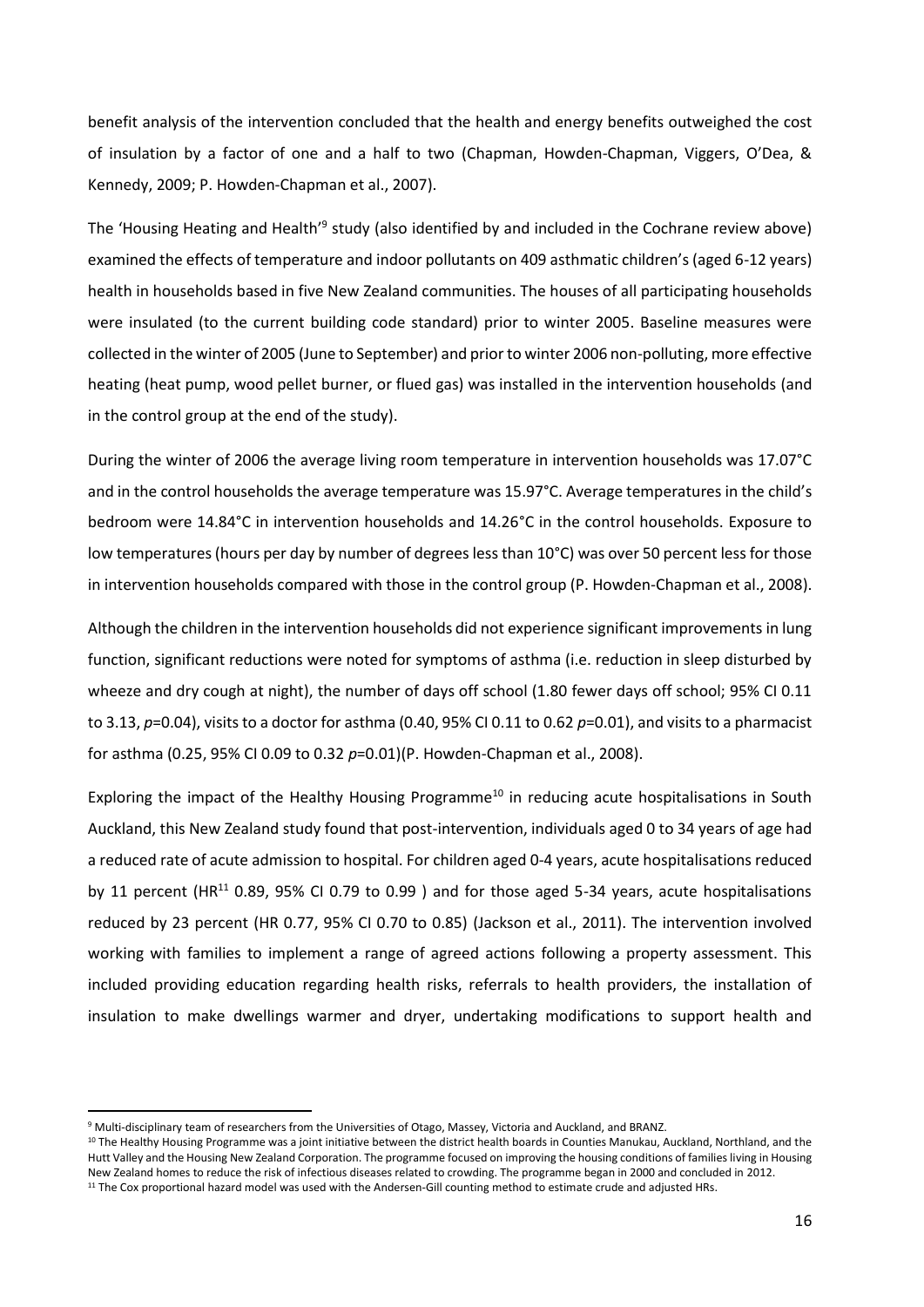benefit analysis of the intervention concluded that the health and energy benefits outweighed the cost of insulation by a factor of one and a half to two (Chapman, Howden-Chapman, Viggers, O'Dea, & Kennedy, 2009; P. Howden-Chapman et al., 2007).

The 'Housing Heating and Health'[9] study (also identified by and included in the Cochrane review above) examined the effects of temperature and indoor pollutants on 409 asthmatic children's (aged 6-12 years) health in households based in five New Zealand communities. The houses of all participating households were insulated (to the current building code standard) prior to winter 2005. Baseline measures were collected in the winter of 2005 (June to September) and prior to winter 2006 non-polluting, more effective heating (heat pump, wood pellet burner, or flued gas) was installed in the intervention households (and in the control group at the end of the study).

During the winter of 2006 the average living room temperature in intervention households was 17.07°C and in the control households the average temperature was 15.97°C. Average temperatures in the child's bedroom were 14.84°C in intervention households and 14.26°C in the control households. Exposure to low temperatures (hours per day by number of degrees less than 10°C) was over 50 percent less for those in intervention households compared with those in the control group (P. Howden-Chapman et al., 2008).

Although the children in the intervention households did not experience significant improvements in lung function, significant reductions were noted for symptoms of asthma (i.e. reduction in sleep disturbed by wheeze and dry cough at night), the number of days off school (1.80 fewer days off school; 95% CI 0.11 to 3.13, $p$=0.04), visits to a doctor for asthma (0.40, 95% CI 0.11 to 0.62 $p$=0.01), and visits to a pharmacist for asthma (0.25, 95% CI 0.09 to 0.32 $p$=0.01)(P. Howden-Chapman et al., 2008).

Exploring the impact of the Healthy Housing Programme[10] in reducing acute hospitalisations in South Auckland, this New Zealand study found that post-intervention, individuals aged 0 to 34 years of age had a reduced rate of acute admission to hospital. For children aged 0-4 years, acute hospitalisations reduced by 11 percent (HR[11] 0.89, 95% CI 0.79 to 0.99 ) and for those aged 5-34 years, acute hospitalisations reduced by 23 percent (HR 0.77, 95% CI 0.70 to 0.85) (Jackson et al., 2011). The intervention involved working with families to implement a range of agreed actions following a property assessment. This included providing education regarding health risks, referrals to health providers, the installation of insulation to make dwellings warmer and dryer, undertaking modifications to support health and

---

[9] Multi-disciplinary team of researchers from the Universities of Otago, Massey, Victoria and Auckland, and BRANZ.

[10] The Healthy Housing Programme was a joint initiative between the district health boards in Counties Manukau, Auckland, Northland, and the Hutt Valley and the Housing New Zealand Corporation. The programme focused on improving the housing conditions of families living in Housing New Zealand homes to reduce the risk of infectious diseases related to crowding. The programme began in 2000 and concluded in 2012.

[11] The Cox proportional hazard model was used with the Andersen-Gill counting method to estimate crude and adjusted HRs.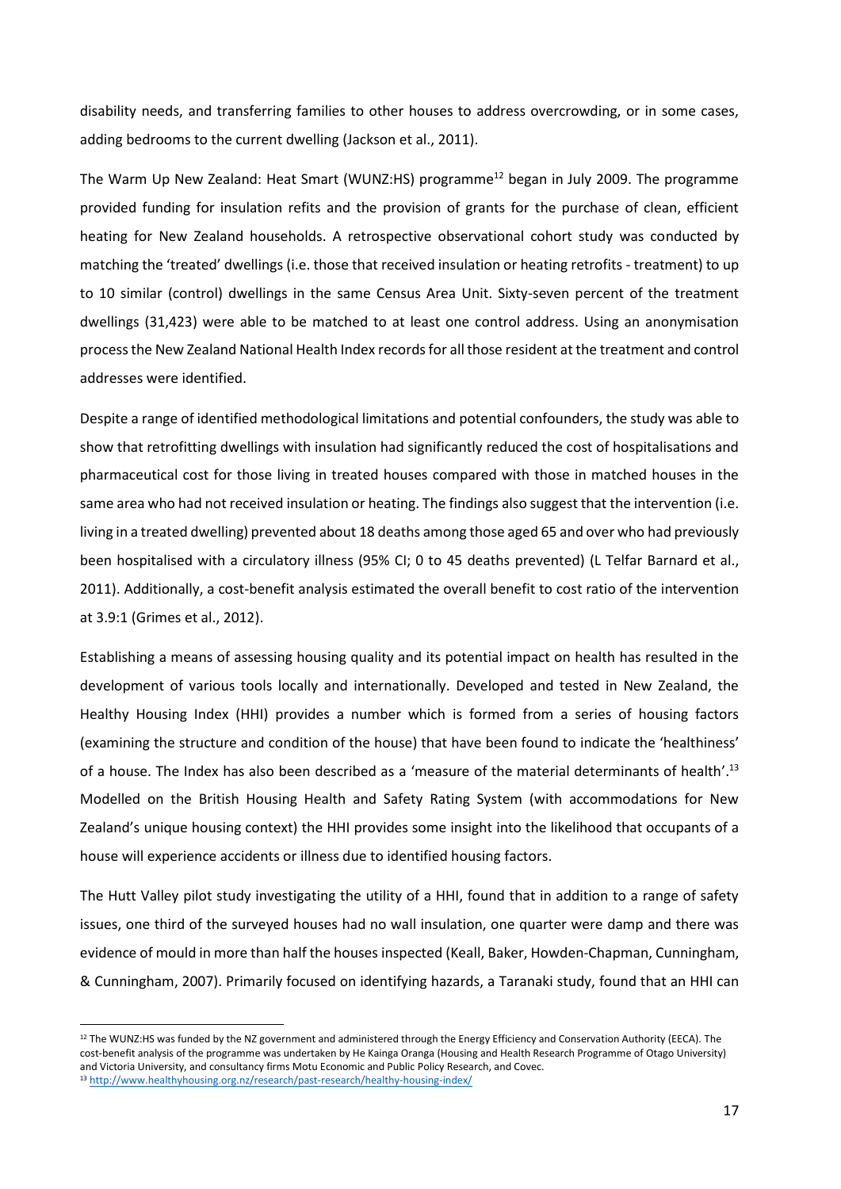disability needs, and transferring families to other houses to address overcrowding, or in some cases, adding bedrooms to the current dwelling (Jackson et al., 2011).

The Warm Up New Zealand: Heat Smart (WUNZ:HS) programme[12] began in July 2009. The programme provided funding for insulation refits and the provision of grants for the purchase of clean, efficient heating for New Zealand households. A retrospective observational cohort study was conducted by matching the 'treated' dwellings (i.e. those that received insulation or heating retrofits - treatment) to up to 10 similar (control) dwellings in the same Census Area Unit. Sixty-seven percent of the treatment dwellings (31,423) were able to be matched to at least one control address. Using an anonymisation process the New Zealand National Health Index records for all those resident at the treatment and control addresses were identified.

Despite a range of identified methodological limitations and potential confounders, the study was able to show that retrofitting dwellings with insulation had significantly reduced the cost of hospitalisations and pharmaceutical cost for those living in treated houses compared with those in matched houses in the same area who had not received insulation or heating. The findings also suggest that the intervention (i.e. living in a treated dwelling) prevented about 18 deaths among those aged 65 and over who had previously been hospitalised with a circulatory illness (95% CI; 0 to 45 deaths prevented) (L Telfar Barnard et al., 2011). Additionally, a cost-benefit analysis estimated the overall benefit to cost ratio of the intervention at 3.9:1 (Grimes et al., 2012).

Establishing a means of assessing housing quality and its potential impact on health has resulted in the development of various tools locally and internationally. Developed and tested in New Zealand, the Healthy Housing Index (HHI) provides a number which is formed from a series of housing factors (examining the structure and condition of the house) that have been found to indicate the 'healthiness' of a house. The Index has also been described as a 'measure of the material determinants of health'.[13] Modelled on the British Housing Health and Safety Rating System (with accommodations for New Zealand's unique housing context) the HHI provides some insight into the likelihood that occupants of a house will experience accidents or illness due to identified housing factors.

The Hutt Valley pilot study investigating the utility of a HHI, found that in addition to a range of safety issues, one third of the surveyed houses had no wall insulation, one quarter were damp and there was evidence of mould in more than half the houses inspected (Keall, Baker, Howden-Chapman, Cunningham, & Cunningham, 2007). Primarily focused on identifying hazards, a Taranaki study, found that an HHI can

---

[12] The WUNZ:HS was funded by the NZ government and administered through the Energy Efficiency and Conservation Authority (EECA). The cost-benefit analysis of the programme was undertaken by He Kainga Oranga (Housing and Health Research Programme of Otago University) and Victoria University, and consultancy firms Motu Economic and Public Policy Research, and Covec.

[13] http://www.healthyhousing.org.nz/research/past-research/healthy-housing-index/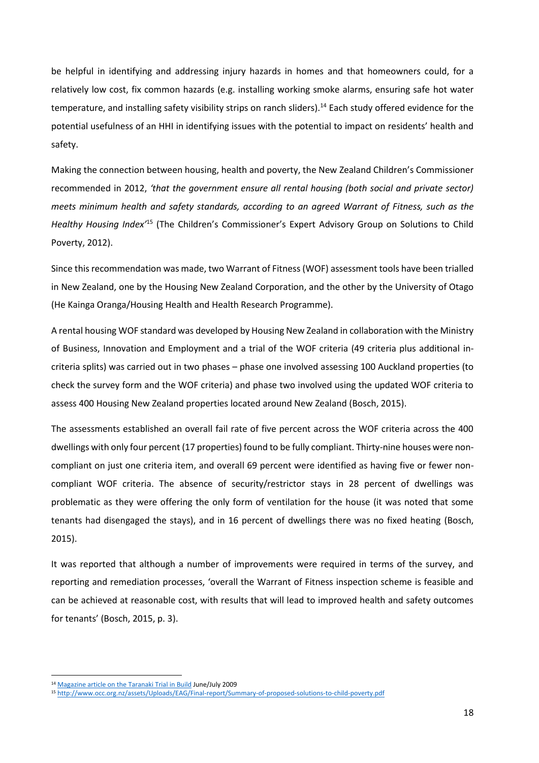be helpful in identifying and addressing injury hazards in homes and that homeowners could, for a relatively low cost, fix common hazards (e.g. installing working smoke alarms, ensuring safe hot water temperature, and installing safety visibility strips on ranch sliders).[14] Each study offered evidence for the potential usefulness of an HHI in identifying issues with the potential to impact on residents' health and safety.

Making the connection between housing, health and poverty, the New Zealand Children's Commissioner recommended in 2012, *'that the government ensure all rental housing (both social and private sector) meets minimum health and safety standards, according to an agreed Warrant of Fitness, such as the Healthy Housing Index'*[15] (The Children's Commissioner's Expert Advisory Group on Solutions to Child Poverty, 2012).

Since this recommendation was made, two Warrant of Fitness (WOF) assessment tools have been trialled in New Zealand, one by the Housing New Zealand Corporation, and the other by the University of Otago (He Kainga Oranga/Housing Health and Health Research Programme).

A rental housing WOF standard was developed by Housing New Zealand in collaboration with the Ministry of Business, Innovation and Employment and a trial of the WOF criteria (49 criteria plus additional in-criteria splits) was carried out in two phases – phase one involved assessing 100 Auckland properties (to check the survey form and the WOF criteria) and phase two involved using the updated WOF criteria to assess 400 Housing New Zealand properties located around New Zealand (Bosch, 2015).

The assessments established an overall fail rate of five percent across the WOF criteria across the 400 dwellings with only four percent (17 properties) found to be fully compliant. Thirty-nine houses were non-compliant on just one criteria item, and overall 69 percent were identified as having five or fewer non-compliant WOF criteria. The absence of security/restrictor stays in 28 percent of dwellings was problematic as they were offering the only form of ventilation for the house (it was noted that some tenants had disengaged the stays), and in 16 percent of dwellings there was no fixed heating (Bosch, 2015).

It was reported that although a number of improvements were required in terms of the survey, and reporting and remediation processes, 'overall the Warrant of Fitness inspection scheme is feasible and can be achieved at reasonable cost, with results that will lead to improved health and safety outcomes for tenants' (Bosch, 2015, p. 3).

---

[14] Magazine article on the Taranaki Trial in Build June/July 2009

[15] http://www.occ.org.nz/assets/Uploads/EAG/Final-report/Summary-of-proposed-solutions-to-child-poverty.pdf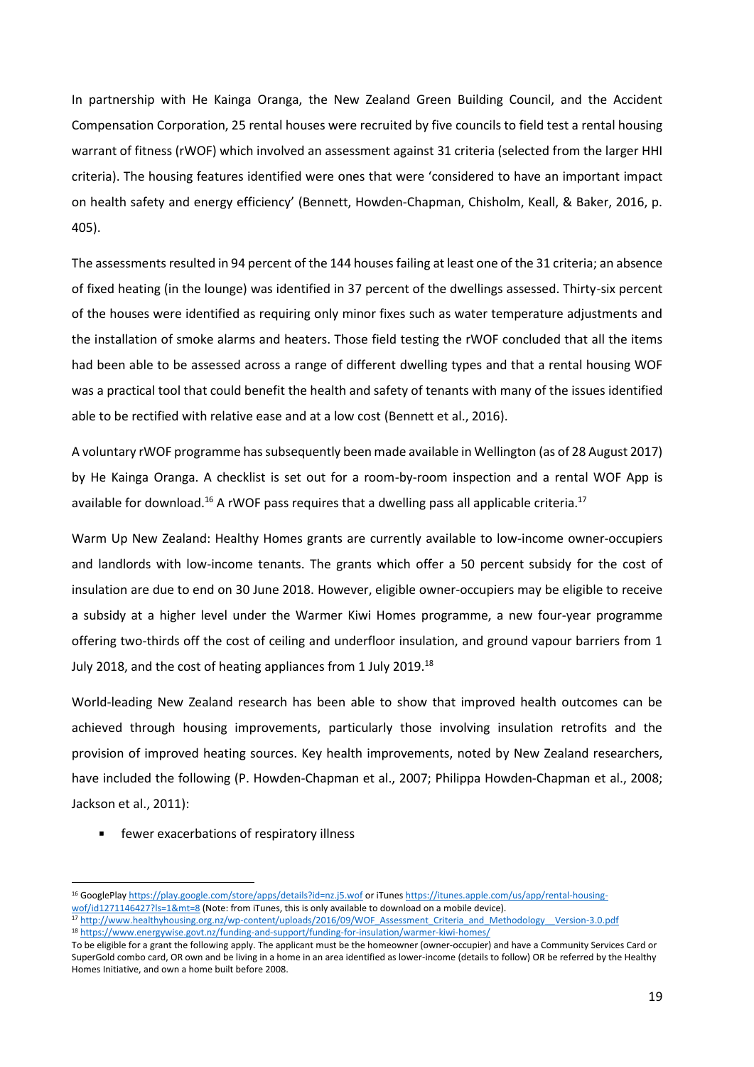In partnership with He Kainga Oranga, the New Zealand Green Building Council, and the Accident Compensation Corporation, 25 rental houses were recruited by five councils to field test a rental housing warrant of fitness (rWOF) which involved an assessment against 31 criteria (selected from the larger HHI criteria). The housing features identified were ones that were 'considered to have an important impact on health safety and energy efficiency' (Bennett, Howden-Chapman, Chisholm, Keall, & Baker, 2016, p. 405).

The assessments resulted in 94 percent of the 144 houses failing at least one of the 31 criteria; an absence of fixed heating (in the lounge) was identified in 37 percent of the dwellings assessed. Thirty-six percent of the houses were identified as requiring only minor fixes such as water temperature adjustments and the installation of smoke alarms and heaters. Those field testing the rWOF concluded that all the items had been able to be assessed across a range of different dwelling types and that a rental housing WOF was a practical tool that could benefit the health and safety of tenants with many of the issues identified able to be rectified with relative ease and at a low cost (Bennett et al., 2016).

A voluntary rWOF programme has subsequently been made available in Wellington (as of 28 August 2017) by He Kainga Oranga. A checklist is set out for a room-by-room inspection and a rental WOF App is available for download.[16] A rWOF pass requires that a dwelling pass all applicable criteria.[17]

Warm Up New Zealand: Healthy Homes grants are currently available to low-income owner-occupiers and landlords with low-income tenants. The grants which offer a 50 percent subsidy for the cost of insulation are due to end on 30 June 2018. However, eligible owner-occupiers may be eligible to receive a subsidy at a higher level under the Warmer Kiwi Homes programme, a new four-year programme offering two-thirds off the cost of ceiling and underfloor insulation, and ground vapour barriers from 1 July 2018, and the cost of heating appliances from 1 July 2019.[18]

World-leading New Zealand research has been able to show that improved health outcomes can be achieved through housing improvements, particularly those involving insulation retrofits and the provision of improved heating sources. Key health improvements, noted by New Zealand researchers, have included the following (P. Howden-Chapman et al., 2007; Philippa Howden-Chapman et al., 2008; Jackson et al., 2011):

- fewer exacerbations of respiratory illness

---

[16] GooglePlay https://play.google.com/store/apps/details?id=nz.j5.wof or iTunes https://itunes.apple.com/us/app/rental-housing-wof/id1271146427?ls=1&mt=8 (Note: from iTunes, this is only available to download on a mobile device).

[17] http://www.healthyhousing.org.nz/wp-content/uploads/2016/09/WOF_Assessment_Criteria_and_Methodology__Version-3.0.pdf

[18] https://www.energywise.govt.nz/funding-and-support/funding-for-insulation/warmer-kiwi-homes/

To be eligible for a grant the following apply. The applicant must be the homeowner (owner-occupier) and have a Community Services Card or SuperGold combo card, OR own and be living in a home in an area identified as lower-income (details to follow) OR be referred by the Healthy Homes Initiative, and own a home built before 2008.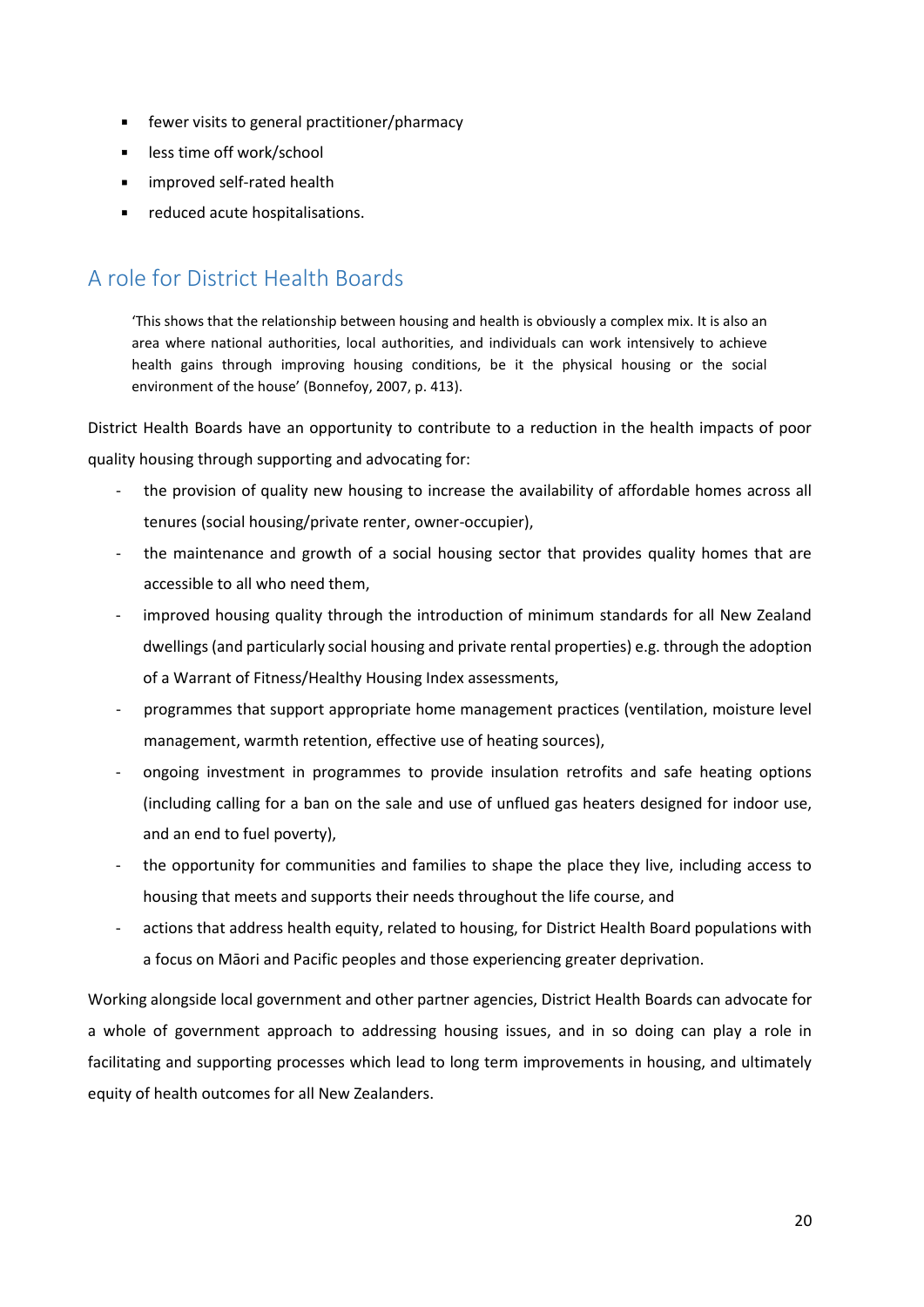- fewer visits to general practitioner/pharmacy
- less time off work/school
- improved self-rated health
- reduced acute hospitalisations.

## A role for District Health Boards

> 'This shows that the relationship between housing and health is obviously a complex mix. It is also an area where national authorities, local authorities, and individuals can work intensively to achieve health gains through improving housing conditions, be it the physical housing or the social environment of the house' (Bonnefoy, 2007, p. 413).

District Health Boards have an opportunity to contribute to a reduction in the health impacts of poor quality housing through supporting and advocating for:

- the provision of quality new housing to increase the availability of affordable homes across all tenures (social housing/private renter, owner-occupier),
- the maintenance and growth of a social housing sector that provides quality homes that are accessible to all who need them,
- improved housing quality through the introduction of minimum standards for all New Zealand dwellings (and particularly social housing and private rental properties) e.g. through the adoption of a Warrant of Fitness/Healthy Housing Index assessments,
- programmes that support appropriate home management practices (ventilation, moisture level management, warmth retention, effective use of heating sources),
- ongoing investment in programmes to provide insulation retrofits and safe heating options (including calling for a ban on the sale and use of unflued gas heaters designed for indoor use, and an end to fuel poverty),
- the opportunity for communities and families to shape the place they live, including access to housing that meets and supports their needs throughout the life course, and
- actions that address health equity, related to housing, for District Health Board populations with a focus on Māori and Pacific peoples and those experiencing greater deprivation.

Working alongside local government and other partner agencies, District Health Boards can advocate for a whole of government approach to addressing housing issues, and in so doing can play a role in facilitating and supporting processes which lead to long term improvements in housing, and ultimately equity of health outcomes for all New Zealanders.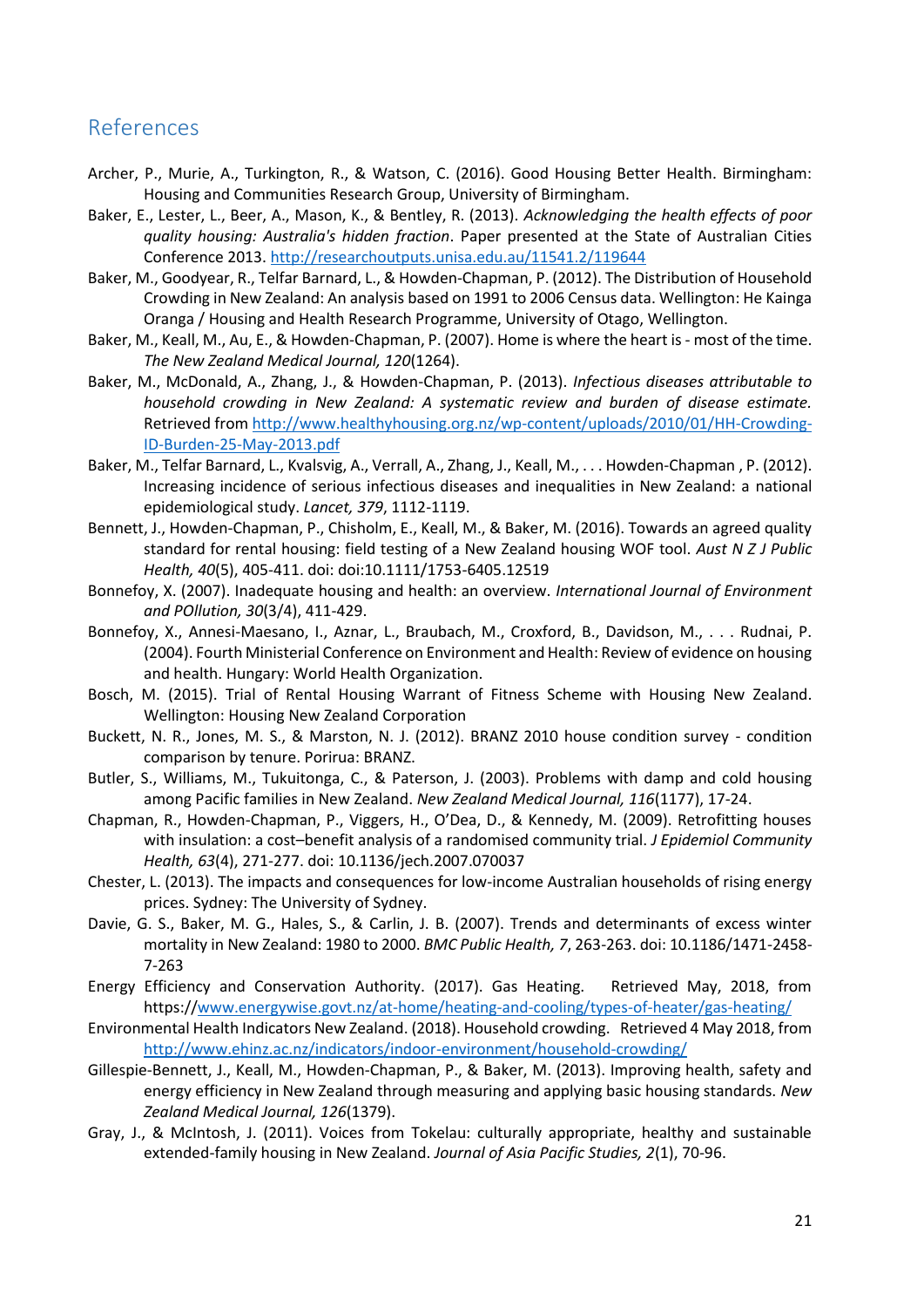## References

Archer, P., Murie, A., Turkington, R., & Watson, C. (2016). Good Housing Better Health. Birmingham: Housing and Communities Research Group, University of Birmingham.

Baker, E., Lester, L., Beer, A., Mason, K., & Bentley, R. (2013). *Acknowledging the health effects of poor quality housing: Australia's hidden fraction*. Paper presented at the State of Australian Cities Conference 2013. http://researchoutputs.unisa.edu.au/11541.2/119644

Baker, M., Goodyear, R., Telfar Barnard, L., & Howden-Chapman, P. (2012). The Distribution of Household Crowding in New Zealand: An analysis based on 1991 to 2006 Census data. Wellington: He Kainga Oranga / Housing and Health Research Programme, University of Otago, Wellington.

Baker, M., Keall, M., Au, E., & Howden-Chapman, P. (2007). Home is where the heart is - most of the time. *The New Zealand Medical Journal, 120*(1264).

Baker, M., McDonald, A., Zhang, J., & Howden-Chapman, P. (2013). *Infectious diseases attributable to household crowding in New Zealand: A systematic review and burden of disease estimate.* Retrieved from http://www.healthyhousing.org.nz/wp-content/uploads/2010/01/HH-Crowding-ID-Burden-25-May-2013.pdf

Baker, M., Telfar Barnard, L., Kvalsvig, A., Verrall, A., Zhang, J., Keall, M., . . . Howden-Chapman , P. (2012). Increasing incidence of serious infectious diseases and inequalities in New Zealand: a national epidemiological study. *Lancet, 379*, 1112-1119.

Bennett, J., Howden-Chapman, P., Chisholm, E., Keall, M., & Baker, M. (2016). Towards an agreed quality standard for rental housing: field testing of a New Zealand housing WOF tool. *Aust N Z J Public Health, 40*(5), 405-411. doi: doi:10.1111/1753-6405.12519

Bonnefoy, X. (2007). Inadequate housing and health: an overview. *International Journal of Environment and POllution, 30*(3/4), 411-429.

Bonnefoy, X., Annesi-Maesano, I., Aznar, L., Braubach, M., Croxford, B., Davidson, M., . . . Rudnai, P. (2004). Fourth Ministerial Conference on Environment and Health: Review of evidence on housing and health. Hungary: World Health Organization.

Bosch, M. (2015). Trial of Rental Housing Warrant of Fitness Scheme with Housing New Zealand. Wellington: Housing New Zealand Corporation

Buckett, N. R., Jones, M. S., & Marston, N. J. (2012). BRANZ 2010 house condition survey - condition comparison by tenure. Porirua: BRANZ.

Butler, S., Williams, M., Tukuitonga, C., & Paterson, J. (2003). Problems with damp and cold housing among Pacific families in New Zealand. *New Zealand Medical Journal, 116*(1177), 17-24.

Chapman, R., Howden-Chapman, P., Viggers, H., O'Dea, D., & Kennedy, M. (2009). Retrofitting houses with insulation: a cost–benefit analysis of a randomised community trial. *J Epidemiol Community Health, 63*(4), 271-277. doi: 10.1136/jech.2007.070037

Chester, L. (2013). The impacts and consequences for low-income Australian households of rising energy prices. Sydney: The University of Sydney.

Davie, G. S., Baker, M. G., Hales, S., & Carlin, J. B. (2007). Trends and determinants of excess winter mortality in New Zealand: 1980 to 2000. *BMC Public Health, 7*, 263-263. doi: 10.1186/1471-2458-7-263

Energy Efficiency and Conservation Authority. (2017). Gas Heating. Retrieved May, 2018, from https://www.energywise.govt.nz/at-home/heating-and-cooling/types-of-heater/gas-heating/

Environmental Health Indicators New Zealand. (2018). Household crowding. Retrieved 4 May 2018, from http://www.ehinz.ac.nz/indicators/indoor-environment/household-crowding/

Gillespie-Bennett, J., Keall, M., Howden-Chapman, P., & Baker, M. (2013). Improving health, safety and energy efficiency in New Zealand through measuring and applying basic housing standards. *New Zealand Medical Journal, 126*(1379).

Gray, J., & McIntosh, J. (2011). Voices from Tokelau: culturally appropriate, healthy and sustainable extended-family housing in New Zealand. *Journal of Asia Pacific Studies, 2*(1), 70-96.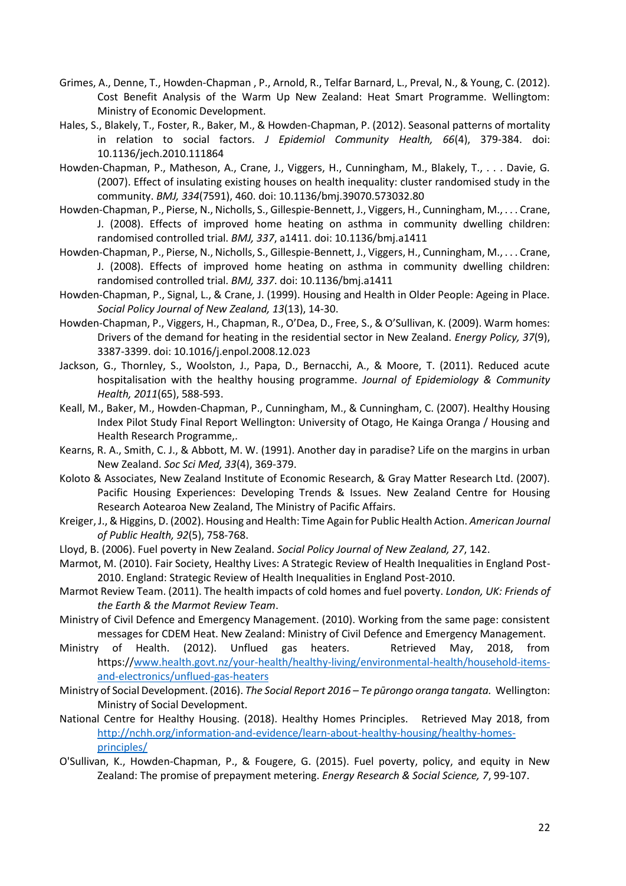Grimes, A., Denne, T., Howden-Chapman , P., Arnold, R., Telfar Barnard, L., Preval, N., & Young, C. (2012). Cost Benefit Analysis of the Warm Up New Zealand: Heat Smart Programme. Wellingtom: Ministry of Economic Development.

Hales, S., Blakely, T., Foster, R., Baker, M., & Howden-Chapman, P. (2012). Seasonal patterns of mortality in relation to social factors. *J Epidemiol Community Health, 66*(4), 379-384. doi: 10.1136/jech.2010.111864

Howden-Chapman, P., Matheson, A., Crane, J., Viggers, H., Cunningham, M., Blakely, T., . . . Davie, G. (2007). Effect of insulating existing houses on health inequality: cluster randomised study in the community. *BMJ, 334*(7591), 460. doi: 10.1136/bmj.39070.573032.80

Howden-Chapman, P., Pierse, N., Nicholls, S., Gillespie-Bennett, J., Viggers, H., Cunningham, M., . . . Crane, J. (2008). Effects of improved home heating on asthma in community dwelling children: randomised controlled trial. *BMJ, 337*, a1411. doi: 10.1136/bmj.a1411

Howden-Chapman, P., Pierse, N., Nicholls, S., Gillespie-Bennett, J., Viggers, H., Cunningham, M., . . . Crane, J. (2008). Effects of improved home heating on asthma in community dwelling children: randomised controlled trial. *BMJ, 337*. doi: 10.1136/bmj.a1411

Howden-Chapman, P., Signal, L., & Crane, J. (1999). Housing and Health in Older People: Ageing in Place. *Social Policy Journal of New Zealand, 13*(13), 14-30.

Howden-Chapman, P., Viggers, H., Chapman, R., O'Dea, D., Free, S., & O'Sullivan, K. (2009). Warm homes: Drivers of the demand for heating in the residential sector in New Zealand. *Energy Policy, 37*(9), 3387-3399. doi: 10.1016/j.enpol.2008.12.023

Jackson, G., Thornley, S., Woolston, J., Papa, D., Bernacchi, A., & Moore, T. (2011). Reduced acute hospitalisation with the healthy housing programme. *Journal of Epidemiology & Community Health, 2011*(65), 588-593.

Keall, M., Baker, M., Howden-Chapman, P., Cunningham, M., & Cunningham, C. (2007). Healthy Housing Index Pilot Study Final Report Wellington: University of Otago, He Kainga Oranga / Housing and Health Research Programme,.

Kearns, R. A., Smith, C. J., & Abbott, M. W. (1991). Another day in paradise? Life on the margins in urban New Zealand. *Soc Sci Med, 33*(4), 369-379.

Koloto & Associates, New Zealand Institute of Economic Research, & Gray Matter Research Ltd. (2007). Pacific Housing Experiences: Developing Trends & Issues. New Zealand Centre for Housing Research Aotearoa New Zealand, The Ministry of Pacific Affairs.

Kreiger, J., & Higgins, D. (2002). Housing and Health: Time Again for Public Health Action. *American Journal of Public Health, 92*(5), 758-768.

Lloyd, B. (2006). Fuel poverty in New Zealand. *Social Policy Journal of New Zealand, 27*, 142.

Marmot, M. (2010). Fair Society, Healthy Lives: A Strategic Review of Health Inequalities in England Post-2010. England: Strategic Review of Health Inequalities in England Post-2010.

Marmot Review Team. (2011). The health impacts of cold homes and fuel poverty. *London, UK: Friends of the Earth & the Marmot Review Team*.

Ministry of Civil Defence and Emergency Management. (2010). Working from the same page: consistent messages for CDEM Heat. New Zealand: Ministry of Civil Defence and Emergency Management.

Ministry of Health. (2012). Unflued gas heaters. Retrieved May, 2018, from https://www.health.govt.nz/your-health/healthy-living/environmental-health/household-items-and-electronics/unflued-gas-heaters

Ministry of Social Development. (2016). *The Social Report 2016 – Te pūrongo oranga tangata.* Wellington: Ministry of Social Development.

National Centre for Healthy Housing. (2018). Healthy Homes Principles. Retrieved May 2018, from http://nchh.org/information-and-evidence/learn-about-healthy-housing/healthy-homes-principles/

O'Sullivan, K., Howden-Chapman, P., & Fougere, G. (2015). Fuel poverty, policy, and equity in New Zealand: The promise of prepayment metering. *Energy Research & Social Science, 7*, 99-107.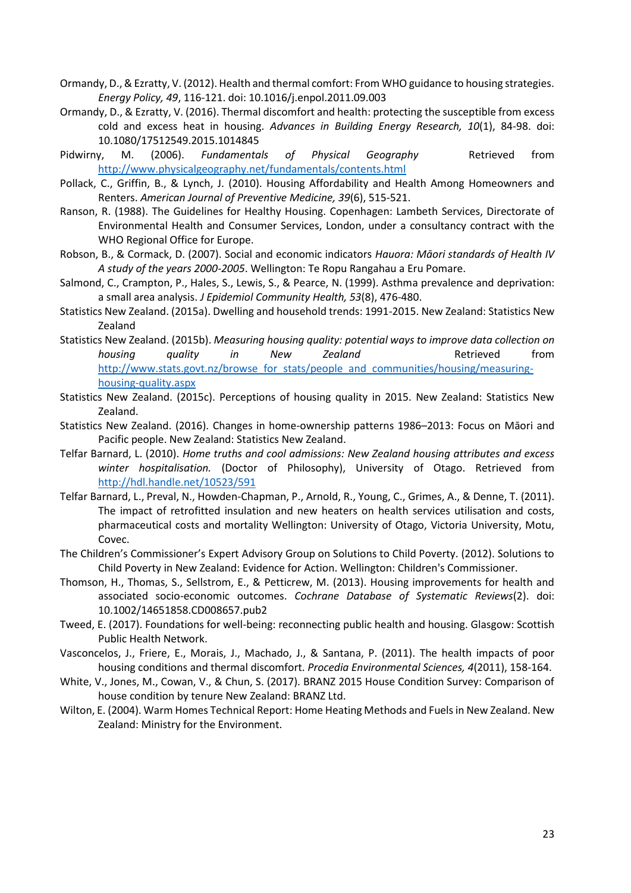Ormandy, D., & Ezratty, V. (2012). Health and thermal comfort: From WHO guidance to housing strategies. *Energy Policy, 49*, 116-121. doi: 10.1016/j.enpol.2011.09.003

Ormandy, D., & Ezratty, V. (2016). Thermal discomfort and health: protecting the susceptible from excess cold and excess heat in housing. *Advances in Building Energy Research, 10*(1), 84-98. doi: 10.1080/17512549.2015.1014845

Pidwirny, M. (2006). *Fundamentals of Physical Geography* Retrieved from http://www.physicalgeography.net/fundamentals/contents.html

Pollack, C., Griffin, B., & Lynch, J. (2010). Housing Affordability and Health Among Homeowners and Renters. *American Journal of Preventive Medicine, 39*(6), 515-521.

Ranson, R. (1988). The Guidelines for Healthy Housing. Copenhagen: Lambeth Services, Directorate of Environmental Health and Consumer Services, London, under a consultancy contract with the WHO Regional Office for Europe.

Robson, B., & Cormack, D. (2007). Social and economic indicators *Hauora: Māori standards of Health IV A study of the years 2000-2005*. Wellington: Te Ropu Rangahau a Eru Pomare.

Salmond, C., Crampton, P., Hales, S., Lewis, S., & Pearce, N. (1999). Asthma prevalence and deprivation: a small area analysis. *J Epidemiol Community Health, 53*(8), 476-480.

Statistics New Zealand. (2015a). Dwelling and household trends: 1991-2015. New Zealand: Statistics New Zealand

Statistics New Zealand. (2015b). *Measuring housing quality: potential ways to improve data collection on housing quality in New Zealand* Retrieved from http://www.stats.govt.nz/browse_for_stats/people_and_communities/housing/measuring-housing-quality.aspx

Statistics New Zealand. (2015c). Perceptions of housing quality in 2015. New Zealand: Statistics New Zealand.

Statistics New Zealand. (2016). Changes in home-ownership patterns 1986–2013: Focus on Māori and Pacific people. New Zealand: Statistics New Zealand.

Telfar Barnard, L. (2010). *Home truths and cool admissions: New Zealand housing attributes and excess winter hospitalisation.* (Doctor of Philosophy), University of Otago. Retrieved from http://hdl.handle.net/10523/591

Telfar Barnard, L., Preval, N., Howden-Chapman, P., Arnold, R., Young, C., Grimes, A., & Denne, T. (2011). The impact of retrofitted insulation and new heaters on health services utilisation and costs, pharmaceutical costs and mortality Wellington: University of Otago, Victoria University, Motu, Covec.

The Children's Commissioner's Expert Advisory Group on Solutions to Child Poverty. (2012). Solutions to Child Poverty in New Zealand: Evidence for Action. Wellington: Children's Commissioner.

Thomson, H., Thomas, S., Sellstrom, E., & Petticrew, M. (2013). Housing improvements for health and associated socio-economic outcomes. *Cochrane Database of Systematic Reviews*(2). doi: 10.1002/14651858.CD008657.pub2

Tweed, E. (2017). Foundations for well-being: reconnecting public health and housing. Glasgow: Scottish Public Health Network.

Vasconcelos, J., Friere, E., Morais, J., Machado, J., & Santana, P. (2011). The health impacts of poor housing conditions and thermal discomfort. *Procedia Environmental Sciences, 4*(2011), 158-164.

White, V., Jones, M., Cowan, V., & Chun, S. (2017). BRANZ 2015 House Condition Survey: Comparison of house condition by tenure New Zealand: BRANZ Ltd.

Wilton, E. (2004). Warm Homes Technical Report: Home Heating Methods and Fuels in New Zealand. New Zealand: Ministry for the Environment.